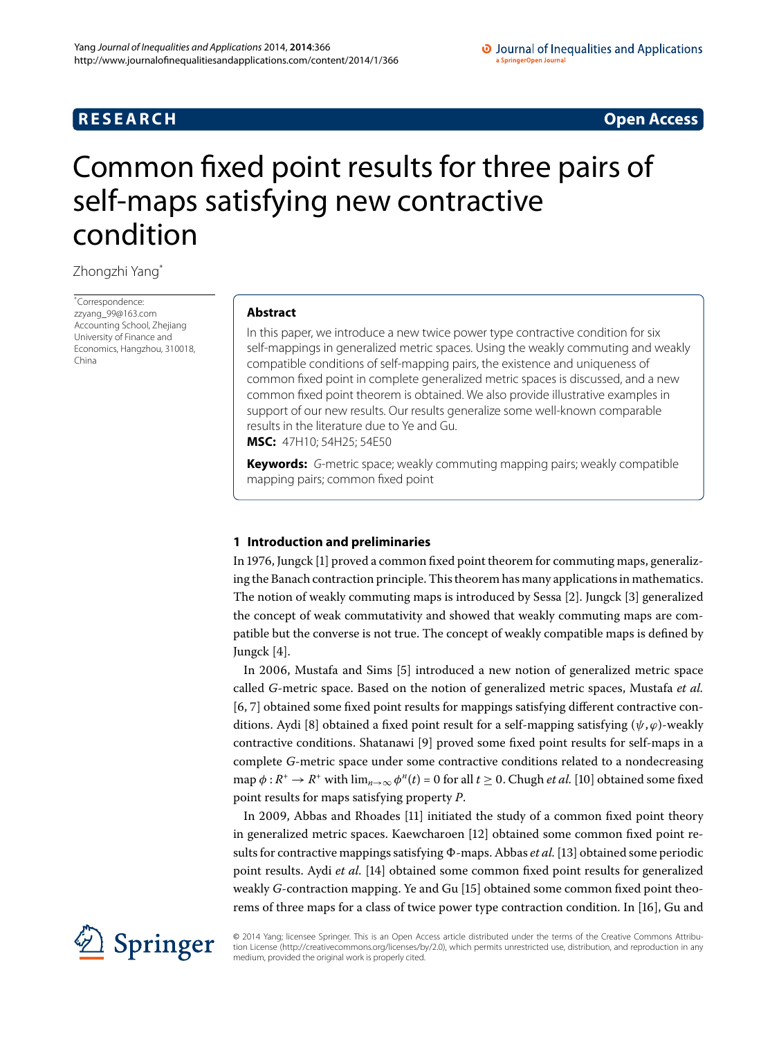RESEARCH **Open Access**

# Common fixed point results for three pairs of self-maps satisfying new contractive condition

Zhongzhi Yang*

*Correspondence: zzyang_99@163.com
Accounting School, Zhejiang University of Finance and Economics, Hangzhou, 310018, China

## Abstract

In this paper, we introduce a new twice power type contractive condition for six self-mappings in generalized metric spaces. Using the weakly commuting and weakly compatible conditions of self-mapping pairs, the existence and uniqueness of common fixed point in complete generalized metric spaces is discussed, and a new common fixed point theorem is obtained. We also provide illustrative examples in support of our new results. Our results generalize some well-known comparable results in the literature due to Ye and Gu.

**MSC:** 47H10; 54H25; 54E50

**Keywords:** *G*-metric space; weakly commuting mapping pairs; weakly compatible mapping pairs; common fixed point

## 1 Introduction and preliminaries

In 1976, Jungck [1] proved a common fixed point theorem for commuting maps, generalizing the Banach contraction principle. This theorem has many applications in mathematics. The notion of weakly commuting maps is introduced by Sessa [2]. Jungck [3] generalized the concept of weak commutativity and showed that weakly commuting maps are compatible but the converse is not true. The concept of weakly compatible maps is defined by Jungck [4].

In 2006, Mustafa and Sims [5] introduced a new notion of generalized metric space called $G$-metric space. Based on the notion of generalized metric spaces, Mustafa *et al.* [6, 7] obtained some fixed point results for mappings satisfying different contractive conditions. Aydi [8] obtained a fixed point result for a self-mapping satisfying $(\psi,\varphi)$-weakly contractive conditions. Shatanawi [9] proved some fixed point results for self-maps in a complete $G$-metric space under some contractive conditions related to a nondecreasing map $\phi : R^+ \to R^+$ with $\lim_{n\to\infty} \phi^n(t) = 0$ for all $t \geq 0$. Chugh *et al.* [10] obtained some fixed point results for maps satisfying property $P$.

In 2009, Abbas and Rhoades [11] initiated the study of a common fixed point theory in generalized metric spaces. Kaewcharoen [12] obtained some common fixed point results for contractive mappings satisfying $\Phi$-maps. Abbas *et al.* [13] obtained some periodic point results. Aydi *et al.* [14] obtained some common fixed point results for generalized weakly $G$-contraction mapping. Ye and Gu [15] obtained some common fixed point theorems of three maps for a class of twice power type contraction condition. In [16], Gu and

© 2014 Yang; licensee Springer. This is an Open Access article distributed under the terms of the Creative Commons Attribution License (http://creativecommons.org/licenses/by/2.0), which permits unrestricted use, distribution, and reproduction in any medium, provided the original work is properly cited.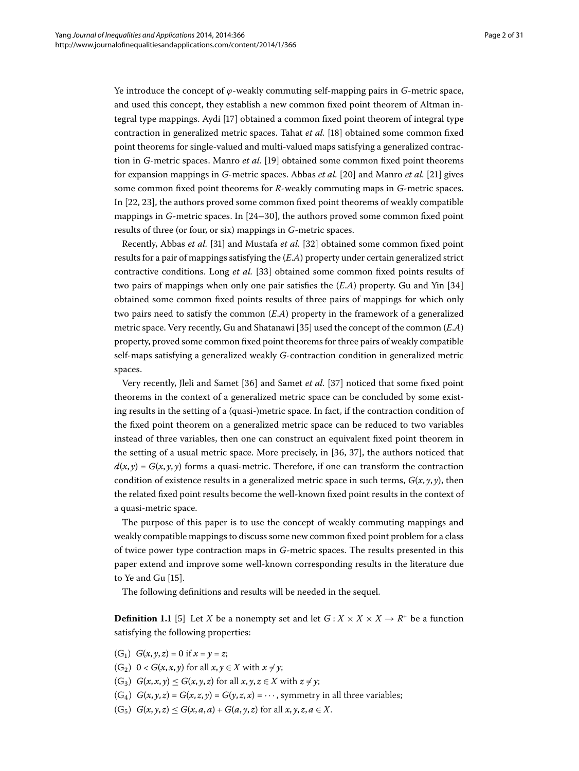Ye introduce the concept of $\varphi$-weakly commuting self-mapping pairs in $G$-metric space, and used this concept, they establish a new common fixed point theorem of Altman integral type mappings. Aydi [17] obtained a common fixed point theorem of integral type contraction in generalized metric spaces. Tahat *et al.* [18] obtained some common fixed point theorems for single-valued and multi-valued maps satisfying a generalized contraction in $G$-metric spaces. Manro *et al.* [19] obtained some common fixed point theorems for expansion mappings in $G$-metric spaces. Abbas *et al.* [20] and Manro *et al.* [21] gives some common fixed point theorems for $R$-weakly commuting maps in $G$-metric spaces. In [22, 23], the authors proved some common fixed point theorems of weakly compatible mappings in $G$-metric spaces. In [24–30], the authors proved some common fixed point results of three (or four, or six) mappings in $G$-metric spaces.

Recently, Abbas *et al.* [31] and Mustafa *et al.* [32] obtained some common fixed point results for a pair of mappings satisfying the $(E.A)$ property under certain generalized strict contractive conditions. Long *et al.* [33] obtained some common fixed points results of two pairs of mappings when only one pair satisfies the $(E.A)$ property. Gu and Yin [34] obtained some common fixed points results of three pairs of mappings for which only two pairs need to satisfy the common $(E.A)$ property in the framework of a generalized metric space. Very recently, Gu and Shatanawi [35] used the concept of the common $(E.A)$ property, proved some common fixed point theorems for three pairs of weakly compatible self-maps satisfying a generalized weakly $G$-contraction condition in generalized metric spaces.

Very recently, Jleli and Samet [36] and Samet *et al.* [37] noticed that some fixed point theorems in the context of a generalized metric space can be concluded by some existing results in the setting of a (quasi-)metric space. In fact, if the contraction condition of the fixed point theorem on a generalized metric space can be reduced to two variables instead of three variables, then one can construct an equivalent fixed point theorem in the setting of a usual metric space. More precisely, in [36, 37], the authors noticed that $d(x,y) = G(x,y,y)$ forms a quasi-metric. Therefore, if one can transform the contraction condition of existence results in a generalized metric space in such terms, $G(x,y,y)$, then the related fixed point results become the well-known fixed point results in the context of a quasi-metric space.

The purpose of this paper is to use the concept of weakly commuting mappings and weakly compatible mappings to discuss some new common fixed point problem for a class of twice power type contraction maps in $G$-metric spaces. The results presented in this paper extend and improve some well-known corresponding results in the literature due to Ye and Gu [15].

The following definitions and results will be needed in the sequel.

**Definition 1.1** [5] Let $X$ be a nonempty set and let $G : X \times X \times X \to R^+$ be a function satisfying the following properties:

($G_1$) $G(x,y,z) = 0$ if $x = y = z$;

($G_2$) $0 < G(x,x,y)$ for all $x, y \in X$ with $x \neq y$;

($G_3$) $G(x,x,y) \leq G(x,y,z)$ for all $x,y,z \in X$ with $z \neq y$;

($G_4$) $G(x,y,z) = G(x,z,y) = G(y,z,x) = \cdots$, symmetry in all three variables;

($G_5$) $G(x,y,z) \leq G(x,a,a) + G(a,y,z)$ for all $x,y,z,a \in X$.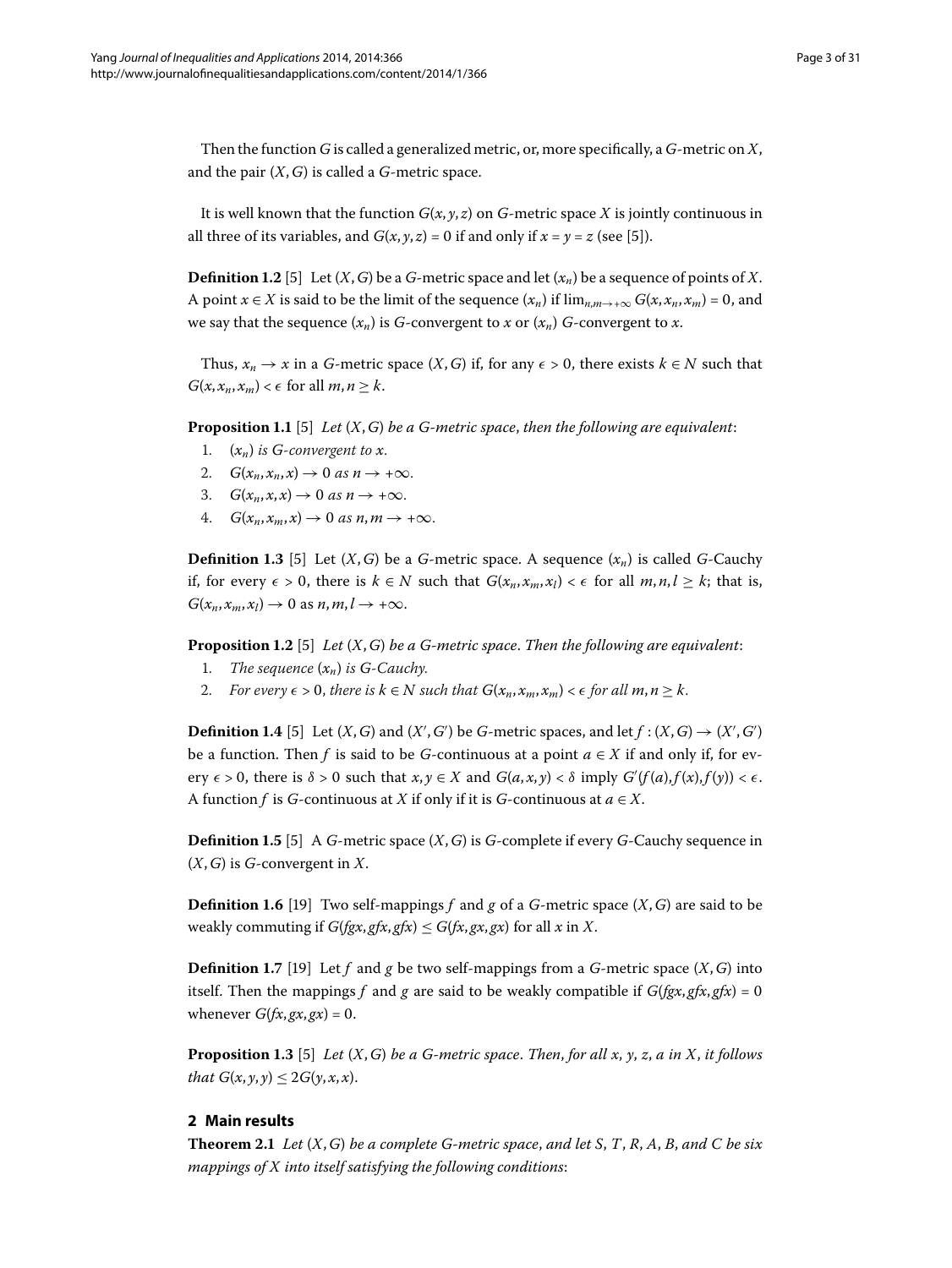Then the function $G$ is called a generalized metric, or, more specifically, a $G$-metric on $X$, and the pair $(X, G)$ is called a $G$-metric space.

It is well known that the function $G(x, y, z)$ on $G$-metric space $X$ is jointly continuous in all three of its variables, and $G(x, y, z) = 0$ if and only if $x = y = z$ (see [5]).

**Definition 1.2** [5] Let $(X, G)$ be a $G$-metric space and let $(x_n)$ be a sequence of points of $X$. A point $x \in X$ is said to be the limit of the sequence $(x_n)$ if $\lim_{n,m\to+\infty} G(x, x_n, x_m) = 0$, and we say that the sequence $(x_n)$ is $G$-convergent to $x$ or $(x_n)$ $G$-convergent to $x$.

Thus, $x_n \to x$ in a $G$-metric space $(X, G)$ if, for any $\epsilon > 0$, there exists $k \in N$ such that $G(x, x_n, x_m) < \epsilon$ for all $m, n \geq k$.

**Proposition 1.1** [5] *Let $(X, G)$ be a $G$-metric space, then the following are equivalent*:

1. *$(x_n)$ is $G$-convergent to $x$.*
2. *$G(x_n, x_n, x) \to 0$ as $n \to +\infty$.*
3. *$G(x_n, x, x) \to 0$ as $n \to +\infty$.*
4. *$G(x_n, x_m, x) \to 0$ as $n, m \to +\infty$.*

**Definition 1.3** [5] Let $(X, G)$ be a $G$-metric space. A sequence $(x_n)$ is called $G$-Cauchy if, for every $\epsilon > 0$, there is $k \in N$ such that $G(x_n, x_m, x_l) < \epsilon$ for all $m, n, l \geq k$; that is, $G(x_n, x_m, x_l) \to 0$ as $n, m, l \to +\infty$.

**Proposition 1.2** [5] *Let $(X, G)$ be a $G$-metric space. Then the following are equivalent*:

1. *The sequence $(x_n)$ is $G$-Cauchy.*
2. *For every $\epsilon > 0$, there is $k \in N$ such that $G(x_n, x_m, x_m) < \epsilon$ for all $m, n \geq k$.*

**Definition 1.4** [5] Let $(X, G)$ and $(X', G')$ be $G$-metric spaces, and let $f : (X, G) \to (X', G')$ be a function. Then $f$ is said to be $G$-continuous at a point $a \in X$ if and only if, for every $\epsilon > 0$, there is $\delta > 0$ such that $x, y \in X$ and $G(a, x, y) < \delta$ imply $G'(f(a), f(x), f(y)) < \epsilon$. A function $f$ is $G$-continuous at $X$ if only if it is $G$-continuous at $a \in X$.

**Definition 1.5** [5] A $G$-metric space $(X, G)$ is $G$-complete if every $G$-Cauchy sequence in $(X, G)$ is $G$-convergent in $X$.

**Definition 1.6** [19] Two self-mappings $f$ and $g$ of a $G$-metric space $(X, G)$ are said to be weakly commuting if $G(fgx, gfx, gfx) \leq G(fx, gx, gx)$ for all $x$ in $X$.

**Definition 1.7** [19] Let $f$ and $g$ be two self-mappings from a $G$-metric space $(X, G)$ into itself. Then the mappings $f$ and $g$ are said to be weakly compatible if $G(fgx, gfx, gfx) = 0$ whenever $G(fx, gx, gx) = 0$.

**Proposition 1.3** [5] *Let $(X, G)$ be a $G$-metric space. Then, for all $x$, $y$, $z$, $a$ in $X$, it follows that $G(x, y, y) \leq 2G(y, x, x)$.*

## 2 Main results

**Theorem 2.1** *Let $(X, G)$ be a complete $G$-metric space, and let $S$, $T$, $R$, $A$, $B$, and $C$ be six mappings of $X$ into itself satisfying the following conditions*: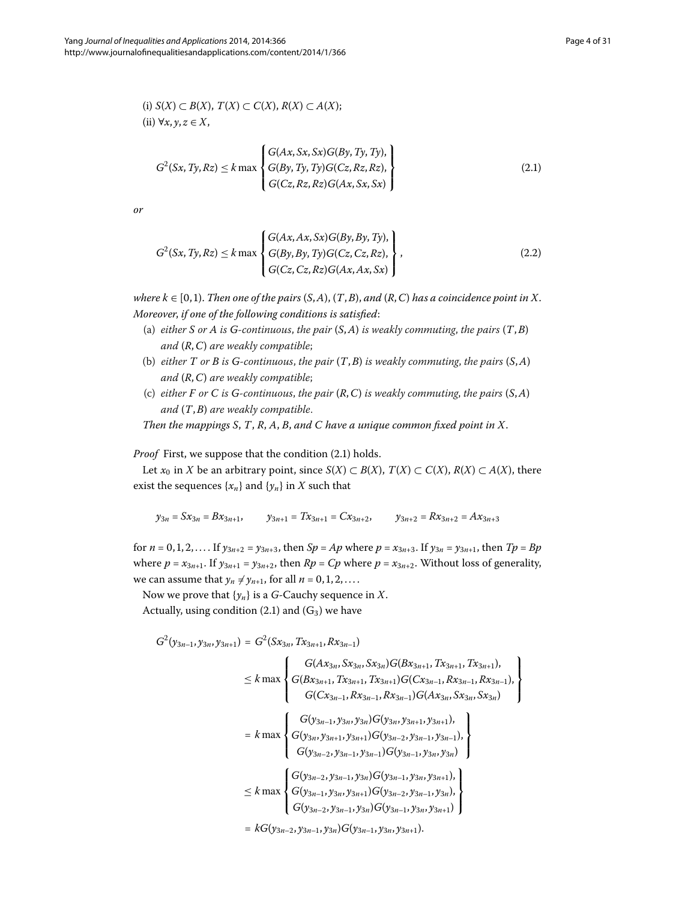(i) $S(X) \subset B(X)$, $T(X) \subset C(X)$, $R(X) \subset A(X)$;

(ii) $\forall x, y, z \in X$,

$$G^2(Sx, Ty, Rz) \le k \max \left\{ \begin{array}{l} G(Ax, Sx, Sx)G(By, Ty, Ty), \\ G(By, Ty, Ty)G(Cz, Rz, Rz), \\ G(Cz, Rz, Rz)G(Ax, Sx, Sx) \end{array} \right\} \tag{2.1}$$

*or*

$$G^2(Sx, Ty, Rz) \le k \max \left\{ \begin{array}{l} G(Ax, Ax, Sx)G(By, By, Ty), \\ G(By, By, Ty)G(Cz, Cz, Rz), \\ G(Cz, Cz, Rz)G(Ax, Ax, Sx) \end{array} \right\}, \tag{2.2}$$

*where $k \in [0,1)$. Then one of the pairs $(S, A)$, $(T, B)$, and $(R, C)$ has a coincidence point in $X$. Moreover, if one of the following conditions is satisfied*:

- (a) *either $S$ or $A$ is $G$-continuous, the pair $(S, A)$ is weakly commuting, the pairs $(T, B)$ and $(R, C)$ are weakly compatible*;
- (b) *either $T$ or $B$ is $G$-continuous, the pair $(T, B)$ is weakly commuting, the pairs $(S, A)$ and $(R, C)$ are weakly compatible*;
- (c) *either $F$ or $C$ is $G$-continuous, the pair $(R, C)$ is weakly commuting, the pairs $(S, A)$ and $(T, B)$ are weakly compatible.*

*Then the mappings $S$, $T$, $R$, $A$, $B$, and $C$ have a unique common fixed point in $X$.*

*Proof* First, we suppose that the condition (2.1) holds.

Let $x_0$ in $X$ be an arbitrary point, since $S(X) \subset B(X)$, $T(X) \subset C(X)$, $R(X) \subset A(X)$, there exist the sequences $\{x_n\}$ and $\{y_n\}$ in $X$ such that

$$y_{3n} = Sx_{3n} = Bx_{3n+1}, \qquad y_{3n+1} = Tx_{3n+1} = Cx_{3n+2}, \qquad y_{3n+2} = Rx_{3n+2} = Ax_{3n+3}$$

for $n = 0, 1, 2, \ldots$. If $y_{3n+2} = y_{3n+3}$, then $Sp = Ap$ where $p = x_{3n+3}$. If $y_{3n} = y_{3n+1}$, then $Tp = Bp$ where $p = x_{3n+1}$. If $y_{3n+1} = y_{3n+2}$, then $Rp = Cp$ where $p = x_{3n+2}$. Without loss of generality, we can assume that $y_n \ne y_{n+1}$, for all $n = 0, 1, 2, \ldots$.

Now we prove that $\{y_n\}$ is a $G$-Cauchy sequence in $X$.

Actually, using condition (2.1) and $(G_3)$ we have

$$\begin{aligned}
G^2(y_{3n-1}, y_{3n}, y_{3n+1}) &= G^2(Sx_{3n}, Tx_{3n+1}, Rx_{3n-1}) \\
&\le k \max \left\{ \begin{array}{c} G(Ax_{3n}, Sx_{3n}, Sx_{3n})G(Bx_{3n+1}, Tx_{3n+1}, Tx_{3n+1}), \\ G(Bx_{3n+1}, Tx_{3n+1}, Tx_{3n+1})G(Cx_{3n-1}, Rx_{3n-1}, Rx_{3n-1}), \\ G(Cx_{3n-1}, Rx_{3n-1}, Rx_{3n-1})G(Ax_{3n}, Sx_{3n}, Sx_{3n}) \end{array} \right\} \\
&= k \max \left\{ \begin{array}{c} G(y_{3n-1}, y_{3n}, y_{3n})G(y_{3n}, y_{3n+1}, y_{3n+1}), \\ G(y_{3n}, y_{3n+1}, y_{3n+1})G(y_{3n-2}, y_{3n-1}, y_{3n-1}), \\ G(y_{3n-2}, y_{3n-1}, y_{3n-1})G(y_{3n-1}, y_{3n}, y_{3n}) \end{array} \right\} \\
&\le k \max \left\{ \begin{array}{l} G(y_{3n-2}, y_{3n-1}, y_{3n})G(y_{3n-1}, y_{3n}, y_{3n+1}), \\ G(y_{3n-1}, y_{3n}, y_{3n+1})G(y_{3n-2}, y_{3n-1}, y_{3n}), \\ G(y_{3n-2}, y_{3n-1}, y_{3n})G(y_{3n-1}, y_{3n}, y_{3n+1}) \end{array} \right\} \\
&= kG(y_{3n-2}, y_{3n-1}, y_{3n})G(y_{3n-1}, y_{3n}, y_{3n+1}).
\end{aligned}$$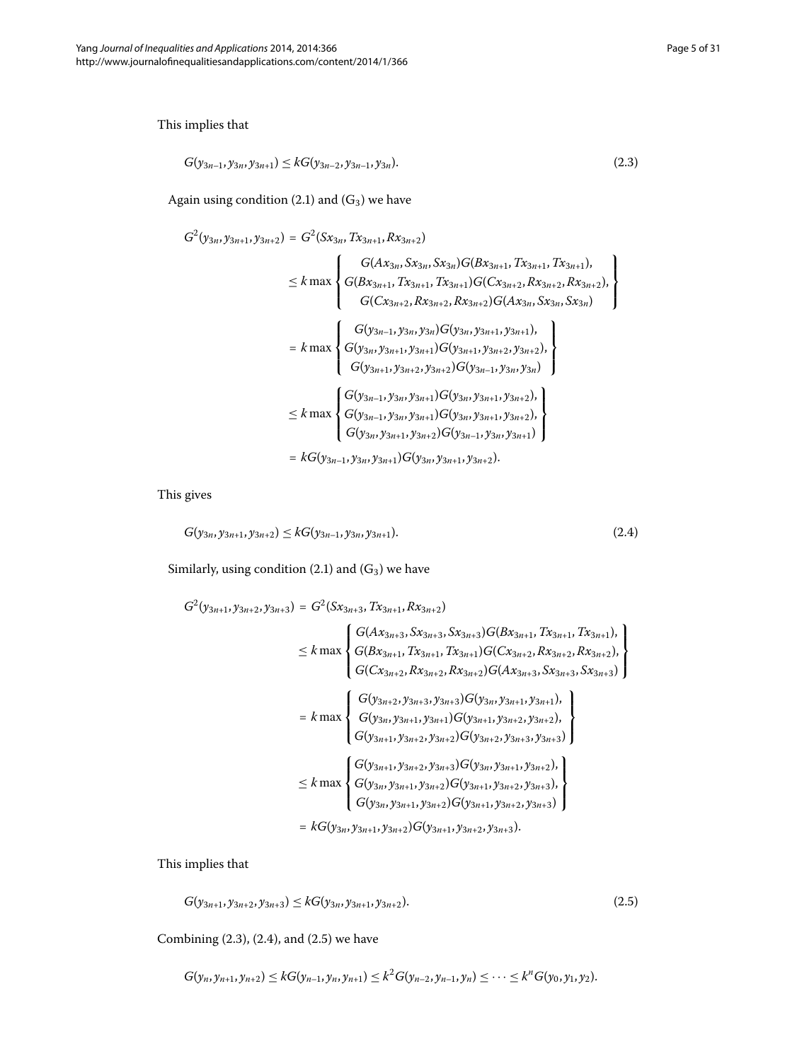This implies that

$$G(y_{3n-1}, y_{3n}, y_{3n+1}) \le kG(y_{3n-2}, y_{3n-1}, y_{3n}). \tag{2.3}$$

Again using condition (2.1) and $(G_3)$ we have

$$\begin{aligned}
G^2(y_{3n}, y_{3n+1}, y_{3n+2}) &= G^2(Sx_{3n}, Tx_{3n+1}, Rx_{3n+2}) \\
&\le k \max \left\{ \begin{array}{c} G(Ax_{3n}, Sx_{3n}, Sx_{3n})G(Bx_{3n+1}, Tx_{3n+1}, Tx_{3n+1}), \\ G(Bx_{3n+1}, Tx_{3n+1}, Tx_{3n+1})G(Cx_{3n+2}, Rx_{3n+2}, Rx_{3n+2}), \\ G(Cx_{3n+2}, Rx_{3n+2}, Rx_{3n+2})G(Ax_{3n}, Sx_{3n}, Sx_{3n}) \end{array} \right\} \\
&= k \max \left\{ \begin{array}{c} G(y_{3n-1}, y_{3n}, y_{3n})G(y_{3n}, y_{3n+1}, y_{3n+1}), \\ G(y_{3n}, y_{3n+1}, y_{3n+1})G(y_{3n+1}, y_{3n+2}, y_{3n+2}), \\ G(y_{3n+1}, y_{3n+2}, y_{3n+2})G(y_{3n-1}, y_{3n}, y_{3n}) \end{array} \right\} \\
&\le k \max \left\{ \begin{array}{c} G(y_{3n-1}, y_{3n}, y_{3n+1})G(y_{3n}, y_{3n+1}, y_{3n+2}), \\ G(y_{3n-1}, y_{3n}, y_{3n+1})G(y_{3n}, y_{3n+1}, y_{3n+2}), \\ G(y_{3n}, y_{3n+1}, y_{3n+2})G(y_{3n-1}, y_{3n}, y_{3n+1}) \end{array} \right\} \\
&= kG(y_{3n-1}, y_{3n}, y_{3n+1})G(y_{3n}, y_{3n+1}, y_{3n+2}).
\end{aligned}$$

This gives

$$G(y_{3n}, y_{3n+1}, y_{3n+2}) \le kG(y_{3n-1}, y_{3n}, y_{3n+1}). \tag{2.4}$$

Similarly, using condition (2.1) and $(G_3)$ we have

$$\begin{aligned}
G^2(y_{3n+1}, y_{3n+2}, y_{3n+3}) &= G^2(Sx_{3n+3}, Tx_{3n+1}, Rx_{3n+2}) \\
&\le k \max \left\{ \begin{array}{c} G(Ax_{3n+3}, Sx_{3n+3}, Sx_{3n+3})G(Bx_{3n+1}, Tx_{3n+1}, Tx_{3n+1}), \\ G(Bx_{3n+1}, Tx_{3n+1}, Tx_{3n+1})G(Cx_{3n+2}, Rx_{3n+2}, Rx_{3n+2}), \\ G(Cx_{3n+2}, Rx_{3n+2}, Rx_{3n+2})G(Ax_{3n+3}, Sx_{3n+3}, Sx_{3n+3}) \end{array} \right\} \\
&= k \max \left\{ \begin{array}{c} G(y_{3n+2}, y_{3n+3}, y_{3n+3})G(y_{3n}, y_{3n+1}, y_{3n+1}), \\ G(y_{3n}, y_{3n+1}, y_{3n+1})G(y_{3n+1}, y_{3n+2}, y_{3n+2}), \\ G(y_{3n+1}, y_{3n+2}, y_{3n+2})G(y_{3n+2}, y_{3n+3}, y_{3n+3}) \end{array} \right\} \\
&\le k \max \left\{ \begin{array}{c} G(y_{3n+1}, y_{3n+2}, y_{3n+3})G(y_{3n}, y_{3n+1}, y_{3n+2}), \\ G(y_{3n}, y_{3n+1}, y_{3n+2})G(y_{3n+1}, y_{3n+2}, y_{3n+3}), \\ G(y_{3n}, y_{3n+1}, y_{3n+2})G(y_{3n+1}, y_{3n+2}, y_{3n+3}) \end{array} \right\} \\
&= kG(y_{3n}, y_{3n+1}, y_{3n+2})G(y_{3n+1}, y_{3n+2}, y_{3n+3}).
\end{aligned}$$

This implies that

$$G(y_{3n+1}, y_{3n+2}, y_{3n+3}) \le kG(y_{3n}, y_{3n+1}, y_{3n+2}). \tag{2.5}$$

Combining (2.3), (2.4), and (2.5) we have

$$G(y_n, y_{n+1}, y_{n+2}) \le kG(y_{n-1}, y_n, y_{n+1}) \le k^2G(y_{n-2}, y_{n-1}, y_n) \le \cdots \le k^nG(y_0, y_1, y_2).$$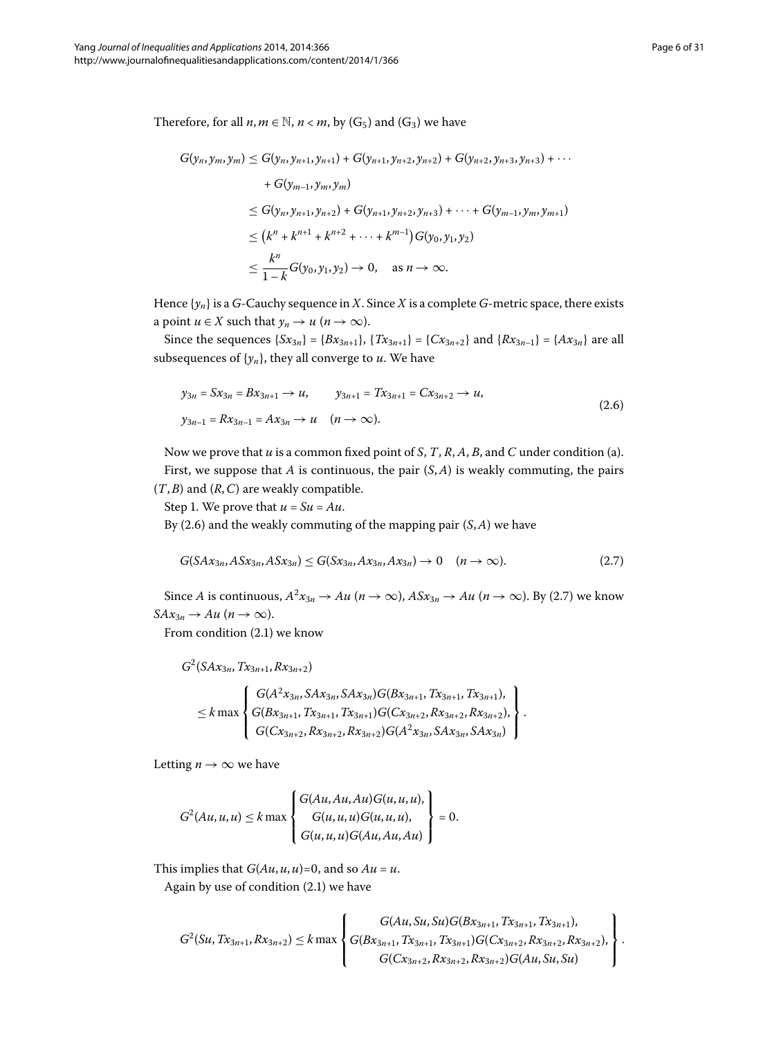Therefore, for all $n, m \in \mathbb{N}$, $n < m$, by ($G_5$) and ($G_3$) we have

$$
\begin{aligned}
G(y_n, y_m, y_m) &\leq G(y_n, y_{n+1}, y_{n+1}) + G(y_{n+1}, y_{n+2}, y_{n+2}) + G(y_{n+2}, y_{n+3}, y_{n+3}) + \cdots \\
&\quad + G(y_{m-1}, y_m, y_m) \\
&\leq G(y_n, y_{n+1}, y_{n+2}) + G(y_{n+1}, y_{n+2}, y_{n+3}) + \cdots + G(y_{m-1}, y_m, y_{m+1}) \\
&\leq \left(k^n + k^{n+1} + k^{n+2} + \cdots + k^{m-1}\right) G(y_0, y_1, y_2) \\
&\leq \frac{k^n}{1-k} G(y_0, y_1, y_2) \to 0, \quad \text{as } n \to \infty.
\end{aligned}
$$

Hence $\{y_n\}$ is a $G$-Cauchy sequence in $X$. Since $X$ is a complete $G$-metric space, there exists a point $u \in X$ such that $y_n \to u$ ($n \to \infty$).

Since the sequences $\{Sx_{3n}\} = \{Bx_{3n+1}\}$, $\{Tx_{3n+1}\} = \{Cx_{3n+2}\}$ and $\{Rx_{3n-1}\} = \{Ax_{3n}\}$ are all subsequences of $\{y_n\}$, they all converge to $u$. We have

$$
\begin{aligned}
&y_{3n} = Sx_{3n} = Bx_{3n+1} \to u, \qquad y_{3n+1} = Tx_{3n+1} = Cx_{3n+2} \to u, \\
&y_{3n-1} = Rx_{3n-1} = Ax_{3n} \to u \quad (n \to \infty).
\end{aligned} \tag{2.6}
$$

Now we prove that $u$ is a common fixed point of $S$, $T$, $R$, $A$, $B$, and $C$ under condition (a).

First, we suppose that $A$ is continuous, the pair $(S, A)$ is weakly commuting, the pairs $(T, B)$ and $(R, C)$ are weakly compatible.

Step 1. We prove that $u = Su = Au$.

By (2.6) and the weakly commuting of the mapping pair $(S, A)$ we have

$$
G(SAx_{3n}, ASx_{3n}, ASx_{3n}) \leq G(Sx_{3n}, Ax_{3n}, Ax_{3n}) \to 0 \quad (n \to \infty). \tag{2.7}
$$

Since $A$ is continuous, $A^2x_{3n} \to Au$ ($n \to \infty$), $ASx_{3n} \to Au$ ($n \to \infty$). By (2.7) we know $SAx_{3n} \to Au$ ($n \to \infty$).

From condition (2.1) we know

$$
\begin{aligned}
&G^2(SAx_{3n}, Tx_{3n+1}, Rx_{3n+2}) \\
&\quad \leq k \max \left\{
\begin{array}{c}
G(A^2x_{3n}, SAx_{3n}, SAx_{3n}) G(Bx_{3n+1}, Tx_{3n+1}, Tx_{3n+1}), \\
G(Bx_{3n+1}, Tx_{3n+1}, Tx_{3n+1}) G(Cx_{3n+2}, Rx_{3n+2}, Rx_{3n+2}), \\
G(Cx_{3n+2}, Rx_{3n+2}, Rx_{3n+2}) G(A^2x_{3n}, SAx_{3n}, SAx_{3n})
\end{array}
\right\}.
\end{aligned}
$$

Letting $n \to \infty$ we have

$$
G^2(Au, u, u) \leq k \max \left\{
\begin{array}{c}
G(Au, Au, Au) G(u, u, u), \\
G(u, u, u) G(u, u, u), \\
G(u, u, u) G(Au, Au, Au)
\end{array}
\right\} = 0.
$$

This implies that $G(Au, u, u)=0$, and so $Au = u$.

Again by use of condition (2.1) we have

$$
G^2(Su, Tx_{3n+1}, Rx_{3n+2}) \leq k \max \left\{
\begin{array}{c}
G(Au, Su, Su) G(Bx_{3n+1}, Tx_{3n+1}, Tx_{3n+1}), \\
G(Bx_{3n+1}, Tx_{3n+1}, Tx_{3n+1}) G(Cx_{3n+2}, Rx_{3n+2}, Rx_{3n+2}), \\
G(Cx_{3n+2}, Rx_{3n+2}, Rx_{3n+2}) G(Au, Su, Su)
\end{array}
\right\}.
$$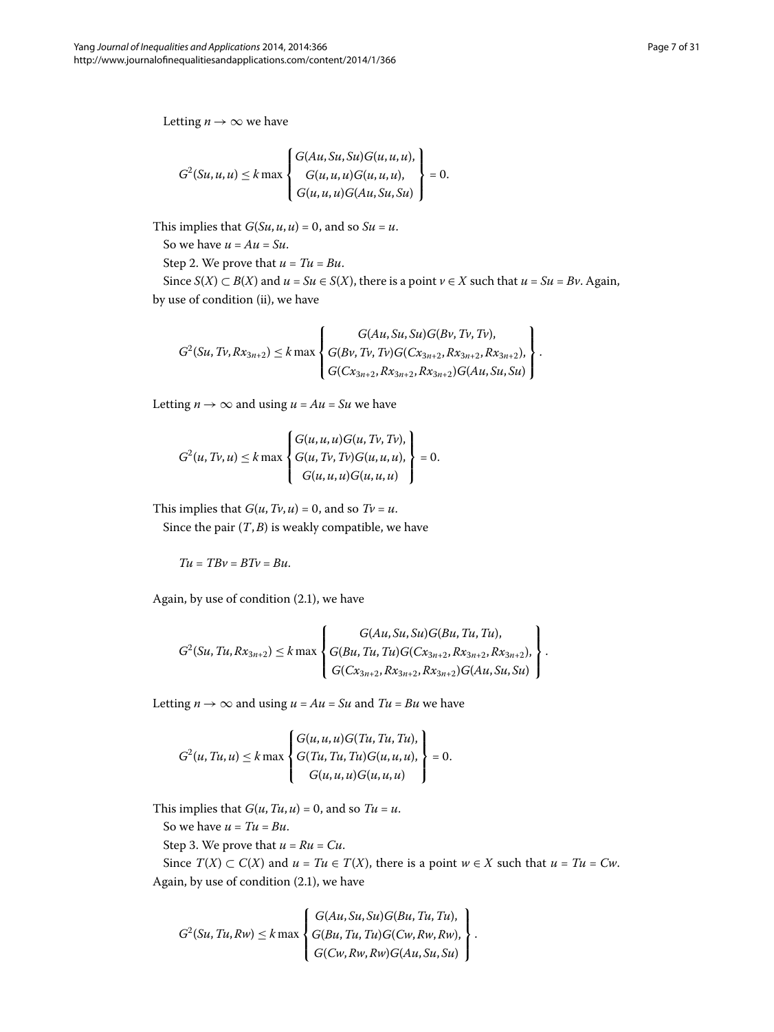Letting $n \to \infty$ we have

$$G^2(Su, u, u) \leq k \max \left\{ \begin{array}{c} G(Au, Su, Su)G(u, u, u), \\ G(u, u, u)G(u, u, u), \\ G(u, u, u)G(Au, Su, Su) \end{array} \right\} = 0.$$

This implies that $G(Su, u, u) = 0$, and so $Su = u$.

So we have $u = Au = Su$.

Step 2. We prove that $u = Tu = Bu$.

Since $S(X) \subset B(X)$ and $u = Su \in S(X)$, there is a point $v \in X$ such that $u = Su = Bv$. Again, by use of condition (ii), we have

$$G^2(Su, Tv, Rx_{3n+2}) \leq k \max \left\{ \begin{array}{c} G(Au, Su, Su)G(Bv, Tv, Tv), \\ G(Bv, Tv, Tv)G(Cx_{3n+2}, Rx_{3n+2}, Rx_{3n+2}), \\ G(Cx_{3n+2}, Rx_{3n+2}, Rx_{3n+2})G(Au, Su, Su) \end{array} \right\}.$$

Letting $n \to \infty$ and using $u = Au = Su$ we have

$$G^2(u, Tv, u) \leq k \max \left\{ \begin{array}{c} G(u, u, u)G(u, Tv, Tv), \\ G(u, Tv, Tv)G(u, u, u), \\ G(u, u, u)G(u, u, u) \end{array} \right\} = 0.$$

This implies that $G(u, Tv, u) = 0$, and so $Tv = u$.

Since the pair $(T, B)$ is weakly compatible, we have

$$Tu = TBv = BTv = Bu.$$

Again, by use of condition (2.1), we have

$$G^2(Su, Tu, Rx_{3n+2}) \leq k \max \left\{ \begin{array}{c} G(Au, Su, Su)G(Bu, Tu, Tu), \\ G(Bu, Tu, Tu)G(Cx_{3n+2}, Rx_{3n+2}, Rx_{3n+2}), \\ G(Cx_{3n+2}, Rx_{3n+2}, Rx_{3n+2})G(Au, Su, Su) \end{array} \right\}.$$

Letting $n \to \infty$ and using $u = Au = Su$ and $Tu = Bu$ we have

$$G^2(u, Tu, u) \leq k \max \left\{ \begin{array}{c} G(u, u, u)G(Tu, Tu, Tu), \\ G(Tu, Tu, Tu)G(u, u, u), \\ G(u, u, u)G(u, u, u) \end{array} \right\} = 0.$$

This implies that $G(u, Tu, u) = 0$, and so $Tu = u$.

So we have $u = Tu = Bu$.

Step 3. We prove that $u = Ru = Cu$.

Since $T(X) \subset C(X)$ and $u = Tu \in T(X)$, there is a point $w \in X$ such that $u = Tu = Cw$. Again, by use of condition (2.1), we have

$$G^2(Su, Tu, Rw) \leq k \max \left\{ \begin{array}{c} G(Au, Su, Su)G(Bu, Tu, Tu), \\ G(Bu, Tu, Tu)G(Cw, Rw, Rw), \\ G(Cw, Rw, Rw)G(Au, Su, Su) \end{array} \right\}.$$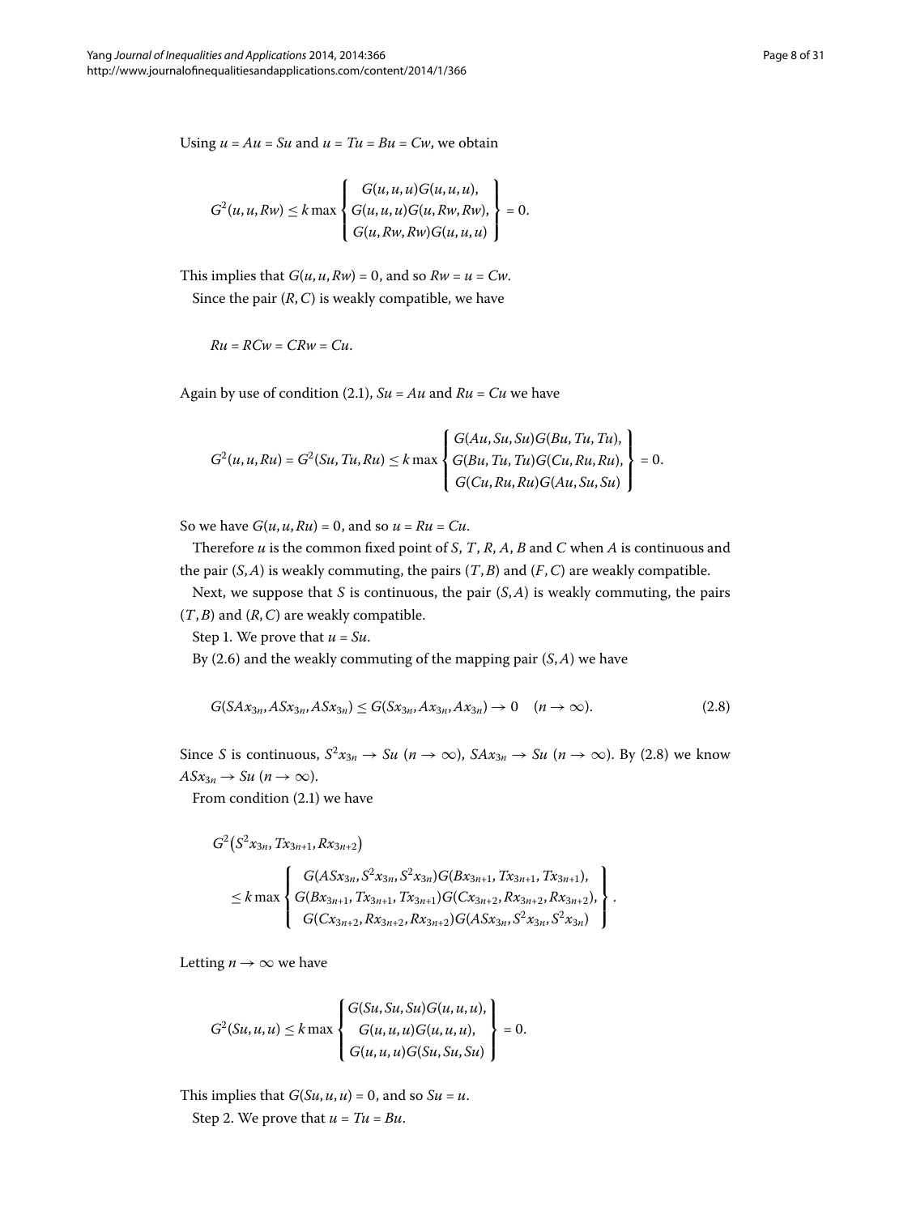Using $u = Au = Su$ and $u = Tu = Bu = Cw$, we obtain

$$G^2(u,u,Rw) \leq k \max \left\{ \begin{array}{c} G(u,u,u)G(u,u,u), \\ G(u,u,u)G(u,Rw,Rw), \\ G(u,Rw,Rw)G(u,u,u) \end{array} \right\} = 0.$$

This implies that $G(u,u,Rw) = 0$, and so $Rw = u = Cw$.

Since the pair $(R,C)$ is weakly compatible, we have

$$Ru = RCw = CRw = Cu.$$

Again by use of condition (2.1), $Su = Au$ and $Ru = Cu$ we have

$$G^2(u,u,Ru) = G^2(Su,Tu,Ru) \leq k \max \left\{ \begin{array}{c} G(Au,Su,Su)G(Bu,Tu,Tu), \\ G(Bu,Tu,Tu)G(Cu,Ru,Ru), \\ G(Cu,Ru,Ru)G(Au,Su,Su) \end{array} \right\} = 0.$$

So we have $G(u,u,Ru) = 0$, and so $u = Ru = Cu$.

Therefore $u$ is the common fixed point of $S$, $T$, $R$, $A$, $B$ and $C$ when $A$ is continuous and the pair $(S,A)$ is weakly commuting, the pairs $(T,B)$ and $(F,C)$ are weakly compatible.

Next, we suppose that $S$ is continuous, the pair $(S,A)$ is weakly commuting, the pairs $(T,B)$ and $(R,C)$ are weakly compatible.

Step 1. We prove that $u = Su$.

By (2.6) and the weakly commuting of the mapping pair $(S,A)$ we have

$$G(SAx_{3n}, ASx_{3n}, ASx_{3n}) \leq G(Sx_{3n}, Ax_{3n}, Ax_{3n}) \to 0 \quad (n \to \infty). \tag{2.8}$$

Since $S$ is continuous, $S^2x_{3n} \to Su$ $(n \to \infty)$, $SAx_{3n} \to Su$ $(n \to \infty)$. By (2.8) we know $ASx_{3n} \to Su$ $(n \to \infty)$.

From condition (2.1) we have

$$\begin{aligned} &G^2\big(S^2x_{3n}, Tx_{3n+1}, Rx_{3n+2}\big) \\ &\quad \leq k \max \left\{ \begin{array}{c} G(ASx_{3n}, S^2x_{3n}, S^2x_{3n})G(Bx_{3n+1}, Tx_{3n+1}, Tx_{3n+1}), \\ G(Bx_{3n+1}, Tx_{3n+1}, Tx_{3n+1})G(Cx_{3n+2}, Rx_{3n+2}, Rx_{3n+2}), \\ G(Cx_{3n+2}, Rx_{3n+2}, Rx_{3n+2})G(ASx_{3n}, S^2x_{3n}, S^2x_{3n}) \end{array} \right\}. \end{aligned}$$

Letting $n \to \infty$ we have

$$G^2(Su,u,u) \leq k \max \left\{ \begin{array}{c} G(Su,Su,Su)G(u,u,u), \\ G(u,u,u)G(u,u,u), \\ G(u,u,u)G(Su,Su,Su) \end{array} \right\} = 0.$$

This implies that $G(Su,u,u) = 0$, and so $Su = u$.

Step 2. We prove that $u = Tu = Bu$.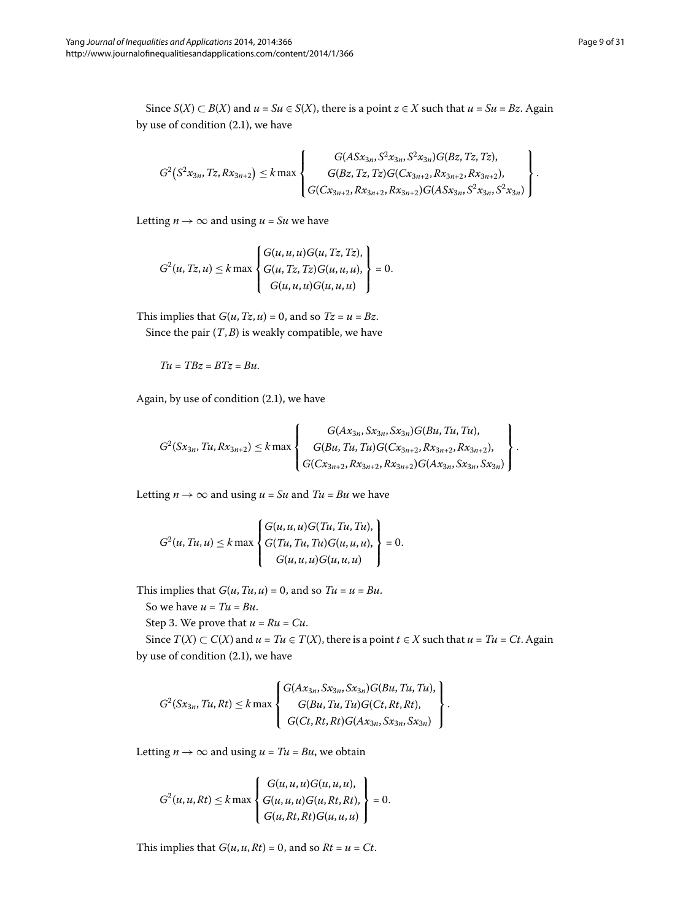Since $S(X) \subset B(X)$ and $u = Su \in S(X)$, there is a point $z \in X$ such that $u = Su = Bz$. Again by use of condition (2.1), we have

$$G^2\left(S^2x_{3n}, Tz, Rx_{3n+2}\right) \leq k \max \left\{ \begin{array}{c} G(ASx_{3n}, S^2x_{3n}, S^2x_{3n})G(Bz, Tz, Tz), \\ G(Bz, Tz, Tz)G(Cx_{3n+2}, Rx_{3n+2}, Rx_{3n+2}), \\ G(Cx_{3n+2}, Rx_{3n+2}, Rx_{3n+2})G(ASx_{3n}, S^2x_{3n}, S^2x_{3n}) \end{array} \right\}.$$

Letting $n \to \infty$ and using $u = Su$ we have

$$G^2(u, Tz, u) \leq k \max \left\{ \begin{array}{c} G(u,u,u)G(u, Tz, Tz), \\ G(u, Tz, Tz)G(u,u,u), \\ G(u,u,u)G(u,u,u) \end{array} \right\} = 0.$$

This implies that $G(u, Tz, u) = 0$, and so $Tz = u = Bz$.

Since the pair $(T, B)$ is weakly compatible, we have

$$Tu = TBz = BTz = Bu.$$

Again, by use of condition (2.1), we have

$$G^2(Sx_{3n}, Tu, Rx_{3n+2}) \leq k \max \left\{ \begin{array}{c} G(Ax_{3n}, Sx_{3n}, Sx_{3n})G(Bu, Tu, Tu), \\ G(Bu, Tu, Tu)G(Cx_{3n+2}, Rx_{3n+2}, Rx_{3n+2}), \\ G(Cx_{3n+2}, Rx_{3n+2}, Rx_{3n+2})G(Ax_{3n}, Sx_{3n}, Sx_{3n}) \end{array} \right\}.$$

Letting $n \to \infty$ and using $u = Su$ and $Tu = Bu$ we have

$$G^2(u, Tu, u) \leq k \max \left\{ \begin{array}{c} G(u,u,u)G(Tu, Tu, Tu), \\ G(Tu, Tu, Tu)G(u,u,u), \\ G(u,u,u)G(u,u,u) \end{array} \right\} = 0.$$

This implies that $G(u, Tu, u) = 0$, and so $Tu = u = Bu$.

So we have $u = Tu = Bu$.

Step 3. We prove that $u = Ru = Cu$.

Since $T(X) \subset C(X)$ and $u = Tu \in T(X)$, there is a point $t \in X$ such that $u = Tu = Ct$. Again by use of condition (2.1), we have

$$G^2(Sx_{3n}, Tu, Rt) \leq k \max \left\{ \begin{array}{c} G(Ax_{3n}, Sx_{3n}, Sx_{3n})G(Bu, Tu, Tu), \\ G(Bu, Tu, Tu)G(Ct, Rt, Rt), \\ G(Ct, Rt, Rt)G(Ax_{3n}, Sx_{3n}, Sx_{3n}) \end{array} \right\}.$$

Letting $n \to \infty$ and using $u = Tu = Bu$, we obtain

$$G^2(u, u, Rt) \leq k \max \left\{ \begin{array}{c} G(u,u,u)G(u,u,u), \\ G(u,u,u)G(u, Rt, Rt), \\ G(u, Rt, Rt)G(u,u,u) \end{array} \right\} = 0.$$

This implies that $G(u, u, Rt) = 0$, and so $Rt = u = Ct$.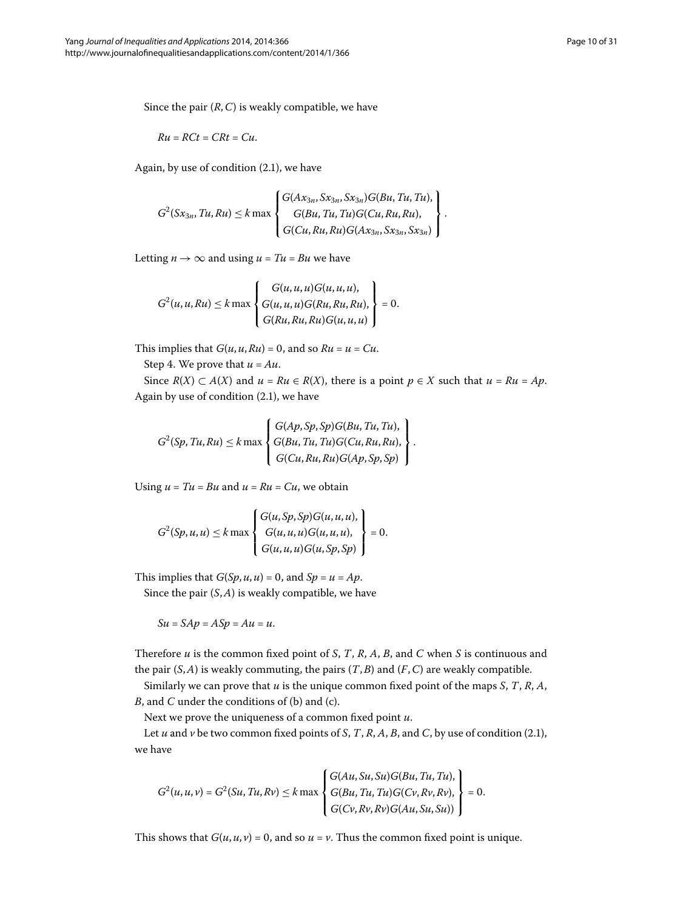Since the pair $(R, C)$ is weakly compatible, we have

$$Ru = RCt = CRt = Cu.$$

Again, by use of condition (2.1), we have

$$G^2(Sx_{3n}, Tu, Ru) \leq k \max \left\{ \begin{array}{c} G(Ax_{3n}, Sx_{3n}, Sx_{3n})G(Bu, Tu, Tu), \\ G(Bu, Tu, Tu)G(Cu, Ru, Ru), \\ G(Cu, Ru, Ru)G(Ax_{3n}, Sx_{3n}, Sx_{3n}) \end{array} \right\}.$$

Letting $n \to \infty$ and using $u = Tu = Bu$ we have

$$G^2(u, u, Ru) \leq k \max \left\{ \begin{array}{c} G(u, u, u)G(u, u, u), \\ G(u, u, u)G(Ru, Ru, Ru), \\ G(Ru, Ru, Ru)G(u, u, u) \end{array} \right\} = 0.$$

This implies that $G(u, u, Ru) = 0$, and so $Ru = u = Cu$.

Step 4. We prove that $u = Au$.

Since $R(X) \subset A(X)$ and $u = Ru \in R(X)$, there is a point $p \in X$ such that $u = Ru = Ap$. Again by use of condition (2.1), we have

$$G^2(Sp, Tu, Ru) \leq k \max \left\{ \begin{array}{c} G(Ap, Sp, Sp)G(Bu, Tu, Tu), \\ G(Bu, Tu, Tu)G(Cu, Ru, Ru), \\ G(Cu, Ru, Ru)G(Ap, Sp, Sp) \end{array} \right\}.$$

Using $u = Tu = Bu$ and $u = Ru = Cu$, we obtain

$$G^2(Sp, u, u) \leq k \max \left\{ \begin{array}{c} G(u, Sp, Sp)G(u, u, u), \\ G(u, u, u)G(u, u, u), \\ G(u, u, u)G(u, Sp, Sp) \end{array} \right\} = 0.$$

This implies that $G(Sp, u, u) = 0$, and $Sp = u = Ap$.

Since the pair $(S, A)$ is weakly compatible, we have

$$Su = SAp = ASp = Au = u.$$

Therefore $u$ is the common fixed point of $S$, $T$, $R$, $A$, $B$, and $C$ when $S$ is continuous and the pair $(S, A)$ is weakly commuting, the pairs $(T, B)$ and $(F, C)$ are weakly compatible.

Similarly we can prove that $u$ is the unique common fixed point of the maps $S$, $T$, $R$, $A$, $B$, and $C$ under the conditions of (b) and (c).

Next we prove the uniqueness of a common fixed point $u$.

Let $u$ and $v$ be two common fixed points of $S$, $T$, $R$, $A$, $B$, and $C$, by use of condition (2.1), we have

$$G^2(u, u, v) = G^2(Su, Tu, Rv) \leq k \max \left\{ \begin{array}{c} G(Au, Su, Su)G(Bu, Tu, Tu), \\ G(Bu, Tu, Tu)G(Cv, Rv, Rv), \\ G(Cv, Rv, Rv)G(Au, Su, Su)) \end{array} \right\} = 0.$$

This shows that $G(u, u, v) = 0$, and so $u = v$. Thus the common fixed point is unique.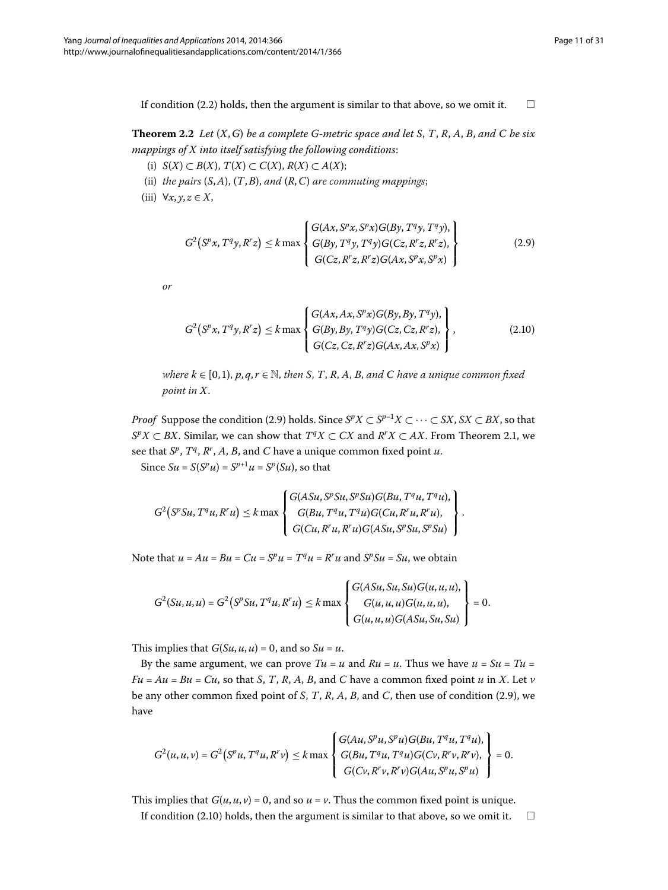If condition (2.2) holds, then the argument is similar to that above, so we omit it. □

**Theorem 2.2** *Let $(X,G)$ be a complete G-metric space and let $S$, $T$, $R$, $A$, $B$, and $C$ be six mappings of $X$ into itself satisfying the following conditions*:

(i) $S(X) \subset B(X)$, $T(X) \subset C(X)$, $R(X) \subset A(X)$;

(ii) *the pairs* $(S,A)$, $(T,B)$, *and* $(R,C)$ *are commuting mappings*;

(iii) $\forall x,y,z \in X$,

$$G^2(S^p x, T^q y, R^r z) \leq k \max \left\{ \begin{array}{c} G(Ax, S^p x, S^p x)G(By, T^q y, T^q y), \\ G(By, T^q y, T^q y)G(Cz, R^r z, R^r z), \\ G(Cz, R^r z, R^r z)G(Ax, S^p x, S^p x) \end{array} \right\} \tag{2.9}$$

*or*

$$G^2(S^p x, T^q y, R^r z) \leq k \max \left\{ \begin{array}{c} G(Ax, Ax, S^p x)G(By, By, T^q y), \\ G(By, By, T^q y)G(Cz, Cz, R^r z), \\ G(Cz, Cz, R^r z)G(Ax, Ax, S^p x) \end{array} \right\}, \tag{2.10}$$

*where $k \in [0,1)$, $p,q,r \in \mathbb{N}$, then $S$, $T$, $R$, $A$, $B$, and $C$ have a unique common fixed point in $X$.*

*Proof* Suppose the condition (2.9) holds. Since $S^p X \subset S^{p-1}X \subset \cdots \subset SX$, $SX \subset BX$, so that $S^p X \subset BX$. Similar, we can show that $T^q X \subset CX$ and $R^r X \subset AX$. From Theorem 2.1, we see that $S^p$, $T^q$, $R^r$, $A$, $B$, and $C$ have a unique common fixed point $u$.

Since $Su = S(S^p u) = S^{p+1}u = S^p(Su)$, so that

$$G^2(S^p Su, T^q u, R^r u) \leq k \max \left\{ \begin{array}{c} G(ASu, S^p Su, S^p Su)G(Bu, T^q u, T^q u), \\ G(Bu, T^q u, T^q u)G(Cu, R^r u, R^r u), \\ G(Cu, R^r u, R^r u)G(ASu, S^p Su, S^p Su) \end{array} \right\}.$$

Note that $u = Au = Bu = Cu = S^p u = T^q u = R^r u$ and $S^p Su = Su$, we obtain

$$G^2(Su, u, u) = G^2(S^p Su, T^q u, R^r u) \leq k \max \left\{ \begin{array}{c} G(ASu, Su, Su)G(u, u, u), \\ G(u, u, u)G(u, u, u), \\ G(u, u, u)G(ASu, Su, Su) \end{array} \right\} = 0.$$

This implies that $G(Su, u, u) = 0$, and so $Su = u$.

By the same argument, we can prove $Tu = u$ and $Ru = u$. Thus we have $u = Su = Tu = Fu = Au = Bu = Cu$, so that $S$, $T$, $R$, $A$, $B$, and $C$ have a common fixed point $u$ in $X$. Let $v$ be any other common fixed point of $S$, $T$, $R$, $A$, $B$, and $C$, then use of condition (2.9), we have

$$G^2(u, u, v) = G^2(S^p u, T^q u, R^r v) \leq k \max \left\{ \begin{array}{c} G(Au, S^p u, S^p u)G(Bu, T^q u, T^q u), \\ G(Bu, T^q u, T^q u)G(Cv, R^r v, R^r v), \\ G(Cv, R^r v, R^r v)G(Au, S^p u, S^p u) \end{array} \right\} = 0.$$

This implies that $G(u, u, v) = 0$, and so $u = v$. Thus the common fixed point is unique.

If condition (2.10) holds, then the argument is similar to that above, so we omit it. □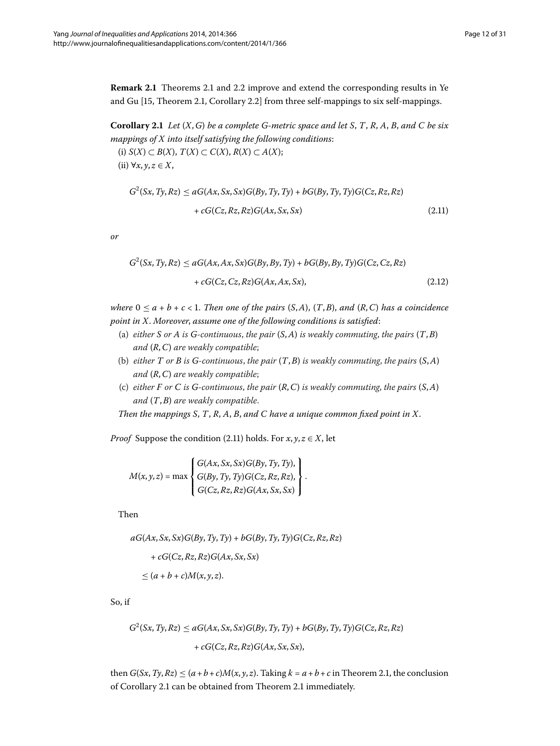**Remark 2.1** Theorems 2.1 and 2.2 improve and extend the corresponding results in Ye and Gu [15, Theorem 2.1, Corollary 2.2] from three self-mappings to six self-mappings.

**Corollary 2.1** *Let $(X, G)$ be a complete G-metric space and let $S$, $T$, $R$, $A$, $B$, and $C$ be six mappings of $X$ into itself satisfying the following conditions*:

(i) $S(X) \subset B(X)$, $T(X) \subset C(X)$, $R(X) \subset A(X)$;

(ii) $\forall x, y, z \in X$,

$$G^2(Sx, Ty, Rz) \leq aG(Ax, Sx, Sx)G(By, Ty, Ty) + bG(By, Ty, Ty)G(Cz, Rz, Rz) + cG(Cz, Rz, Rz)G(Ax, Sx, Sx) \tag{2.11}$$

*or*

$$G^2(Sx, Ty, Rz) \leq aG(Ax, Ax, Sx)G(By, By, Ty) + bG(By, By, Ty)G(Cz, Cz, Rz) + cG(Cz, Cz, Rz)G(Ax, Ax, Sx), \tag{2.12}$$

*where $0 \leq a + b + c < 1$. Then one of the pairs $(S, A)$, $(T, B)$, and $(R, C)$ has a coincidence point in $X$. Moreover, assume one of the following conditions is satisfied*:

(a) *either $S$ or $A$ is G-continuous, the pair $(S, A)$ is weakly commuting, the pairs $(T, B)$ and $(R, C)$ are weakly compatible*;

(b) *either $T$ or $B$ is G-continuous, the pair $(T, B)$ is weakly commuting, the pairs $(S, A)$ and $(R, C)$ are weakly compatible*;

(c) *either $F$ or $C$ is G-continuous, the pair $(R, C)$ is weakly commuting, the pairs $(S, A)$ and $(T, B)$ are weakly compatible*.

*Then the mappings $S$, $T$, $R$, $A$, $B$, and $C$ have a unique common fixed point in $X$.*

*Proof* Suppose the condition (2.11) holds. For $x, y, z \in X$, let

$$M(x, y, z) = \max \left\{ \begin{array}{l} G(Ax, Sx, Sx)G(By, Ty, Ty), \\ G(By, Ty, Ty)G(Cz, Rz, Rz), \\ G(Cz, Rz, Rz)G(Ax, Sx, Sx) \end{array} \right\}.$$

Then

$$\begin{aligned} &aG(Ax, Sx, Sx)G(By, Ty, Ty) + bG(By, Ty, Ty)G(Cz, Rz, Rz) \\ &\quad + cG(Cz, Rz, Rz)G(Ax, Sx, Sx) \\ &\leq (a + b + c)M(x, y, z). \end{aligned}$$

So, if

$$G^2(Sx, Ty, Rz) \leq aG(Ax, Sx, Sx)G(By, Ty, Ty) + bG(By, Ty, Ty)G(Cz, Rz, Rz) + cG(Cz, Rz, Rz)G(Ax, Sx, Sx),$$

then $G(Sx, Ty, Rz) \leq (a + b + c)M(x, y, z)$. Taking $k = a + b + c$ in Theorem 2.1, the conclusion of Corollary 2.1 can be obtained from Theorem 2.1 immediately.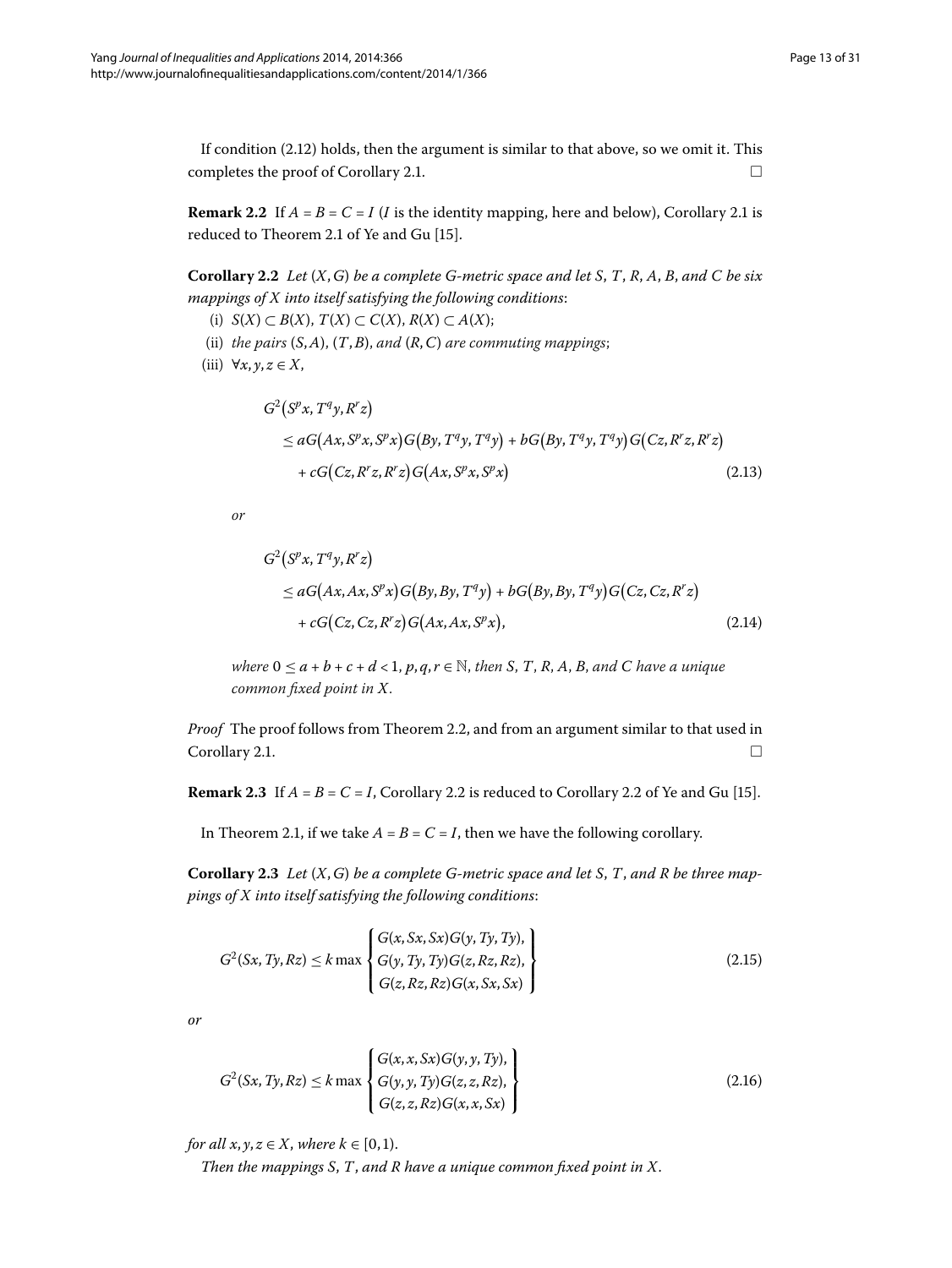If condition (2.12) holds, then the argument is similar to that above, so we omit it. This completes the proof of Corollary 2.1. □

**Remark 2.2** If $A = B = C = I$ ($I$ is the identity mapping, here and below), Corollary 2.1 is reduced to Theorem 2.1 of Ye and Gu [15].

**Corollary 2.2** *Let $(X, G)$ be a complete G-metric space and let $S$, $T$, $R$, $A$, $B$, and $C$ be six mappings of $X$ into itself satisfying the following conditions*:

(i) $S(X) \subset B(X)$, $T(X) \subset C(X)$, $R(X) \subset A(X)$;

(ii) *the pairs $(S, A)$, $(T, B)$, and $(R, C)$ are commuting mappings*;

(iii) $\forall x, y, z \in X$,

$$
\begin{aligned}
&G^2\bigl(S^p x, T^q y, R^r z\bigr) \\
&\quad \le aG\bigl(Ax, S^p x, S^p x\bigr)G\bigl(By, T^q y, T^q y\bigr) + bG\bigl(By, T^q y, T^q y\bigr)G\bigl(Cz, R^r z, R^r z\bigr) \\
&\qquad + cG\bigl(Cz, R^r z, R^r z\bigr)G\bigl(Ax, S^p x, S^p x\bigr)
\end{aligned}
\tag{2.13}
$$

*or*

$$
\begin{aligned}
&G^2\bigl(S^p x, T^q y, R^r z\bigr) \\
&\quad \le aG\bigl(Ax, Ax, S^p x\bigr)G\bigl(By, By, T^q y\bigr) + bG\bigl(By, By, T^q y\bigr)G\bigl(Cz, Cz, R^r z\bigr) \\
&\qquad + cG\bigl(Cz, Cz, R^r z\bigr)G\bigl(Ax, Ax, S^p x\bigr),
\end{aligned}
\tag{2.14}
$$

*where $0 \le a + b + c + d < 1$, $p, q, r \in \mathbb{N}$, then $S$, $T$, $R$, $A$, $B$, and $C$ have a unique common fixed point in $X$.*

*Proof* The proof follows from Theorem 2.2, and from an argument similar to that used in Corollary 2.1. □

**Remark 2.3** If $A = B = C = I$, Corollary 2.2 is reduced to Corollary 2.2 of Ye and Gu [15].

In Theorem 2.1, if we take $A = B = C = I$, then we have the following corollary.

**Corollary 2.3** *Let $(X, G)$ be a complete G-metric space and let $S$, $T$, and $R$ be three mappings of $X$ into itself satisfying the following conditions*:

$$
G^2(Sx, Ty, Rz) \le k \max \left\{
\begin{array}{l}
G(x, Sx, Sx)G(y, Ty, Ty), \\
G(y, Ty, Ty)G(z, Rz, Rz), \\
G(z, Rz, Rz)G(x, Sx, Sx)
\end{array}
\right\}
\tag{2.15}
$$

*or*

$$
G^2(Sx, Ty, Rz) \le k \max \left\{
\begin{array}{l}
G(x, x, Sx)G(y, y, Ty), \\
G(y, y, Ty)G(z, z, Rz), \\
G(z, z, Rz)G(x, x, Sx)
\end{array}
\right\}
\tag{2.16}
$$

*for all $x, y, z \in X$, where $k \in [0, 1)$.*

*Then the mappings $S$, $T$, and $R$ have a unique common fixed point in $X$.*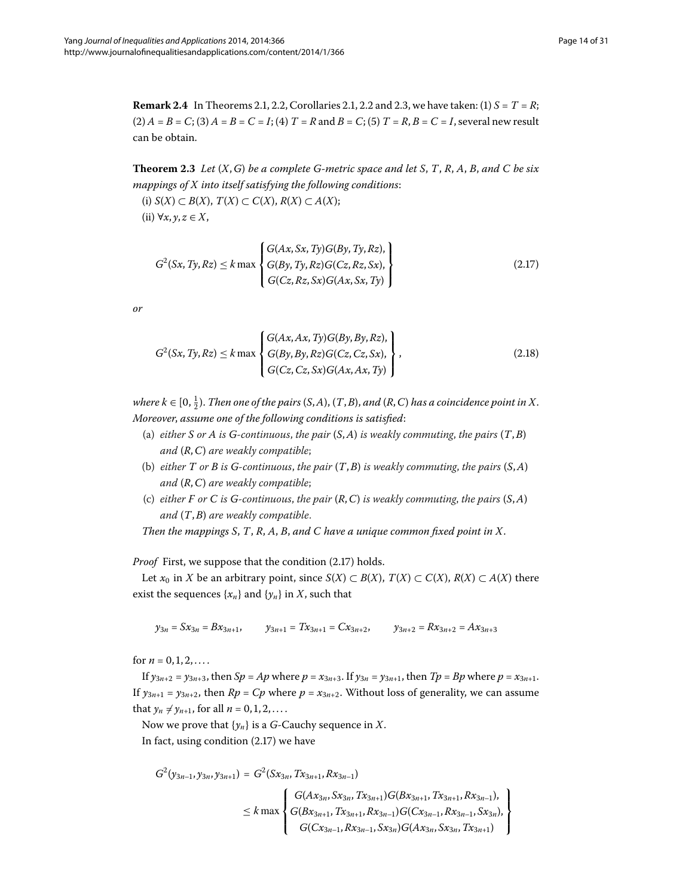**Remark 2.4** In Theorems 2.1, 2.2, Corollaries 2.1, 2.2 and 2.3, we have taken: (1) $S = T = R$; (2) $A = B = C$; (3) $A = B = C = I$; (4) $T = R$ and $B = C$; (5) $T = R, B = C = I$, several new result can be obtain.

**Theorem 2.3** *Let $(X, G)$ be a complete G-metric space and let $S$, $T$, $R$, $A$, $B$, and $C$ be six mappings of $X$ into itself satisfying the following conditions*:

(i) $S(X) \subset B(X)$, $T(X) \subset C(X)$, $R(X) \subset A(X)$;

(ii) $\forall x, y, z \in X$,

$$G^2(Sx, Ty, Rz) \leq k \max \left\{ \begin{array}{l} G(Ax, Sx, Ty)G(By, Ty, Rz), \\ G(By, Ty, Rz)G(Cz, Rz, Sx), \\ G(Cz, Rz, Sx)G(Ax, Sx, Ty) \end{array} \right\} \tag{2.17}$$

*or*

$$G^2(Sx, Ty, Rz) \leq k \max \left\{ \begin{array}{l} G(Ax, Ax, Ty)G(By, By, Rz), \\ G(By, By, Rz)G(Cz, Cz, Sx), \\ G(Cz, Cz, Sx)G(Ax, Ax, Ty) \end{array} \right\}, \tag{2.18}$$

*where $k \in [0, \frac{1}{2})$. Then one of the pairs $(S, A)$, $(T, B)$, and $(R, C)$ has a coincidence point in $X$. Moreover, assume one of the following conditions is satisfied*:

(a) *either $S$ or $A$ is G-continuous, the pair $(S, A)$ is weakly commuting, the pairs $(T, B)$ and $(R, C)$ are weakly compatible*;

(b) *either $T$ or $B$ is G-continuous, the pair $(T, B)$ is weakly commuting, the pairs $(S, A)$ and $(R, C)$ are weakly compatible*;

(c) *either $F$ or $C$ is G-continuous, the pair $(R, C)$ is weakly commuting, the pairs $(S, A)$ and $(T, B)$ are weakly compatible*.

*Then the mappings $S$, $T$, $R$, $A$, $B$, and $C$ have a unique common fixed point in $X$.*

*Proof* First, we suppose that the condition (2.17) holds.

Let $x_0$ in $X$ be an arbitrary point, since $S(X) \subset B(X)$, $T(X) \subset C(X)$, $R(X) \subset A(X)$ there exist the sequences $\{x_n\}$ and $\{y_n\}$ in $X$, such that

$$y_{3n} = Sx_{3n} = Bx_{3n+1}, \qquad y_{3n+1} = Tx_{3n+1} = Cx_{3n+2}, \qquad y_{3n+2} = Rx_{3n+2} = Ax_{3n+3}$$

for $n = 0, 1, 2, \ldots$.

If $y_{3n+2} = y_{3n+3}$, then $Sp = Ap$ where $p = x_{3n+3}$. If $y_{3n} = y_{3n+1}$, then $Tp = Bp$ where $p = x_{3n+1}$. If $y_{3n+1} = y_{3n+2}$, then $Rp = Cp$ where $p = x_{3n+2}$. Without loss of generality, we can assume that $y_n \neq y_{n+1}$, for all $n = 0, 1, 2, \ldots$.

Now we prove that $\{y_n\}$ is a G-Cauchy sequence in $X$.

In fact, using condition (2.17) we have

$$\begin{aligned} G^2(y_{3n-1}, y_{3n}, y_{3n+1}) &= G^2(Sx_{3n}, Tx_{3n+1}, Rx_{3n-1}) \\ &\leq k \max \left\{ \begin{array}{l} G(Ax_{3n}, Sx_{3n}, Tx_{3n+1})G(Bx_{3n+1}, Tx_{3n+1}, Rx_{3n-1}), \\ G(Bx_{3n+1}, Tx_{3n+1}, Rx_{3n-1})G(Cx_{3n-1}, Rx_{3n-1}, Sx_{3n}), \\ G(Cx_{3n-1}, Rx_{3n-1}, Sx_{3n})G(Ax_{3n}, Sx_{3n}, Tx_{3n+1}) \end{array} \right\} \end{aligned}$$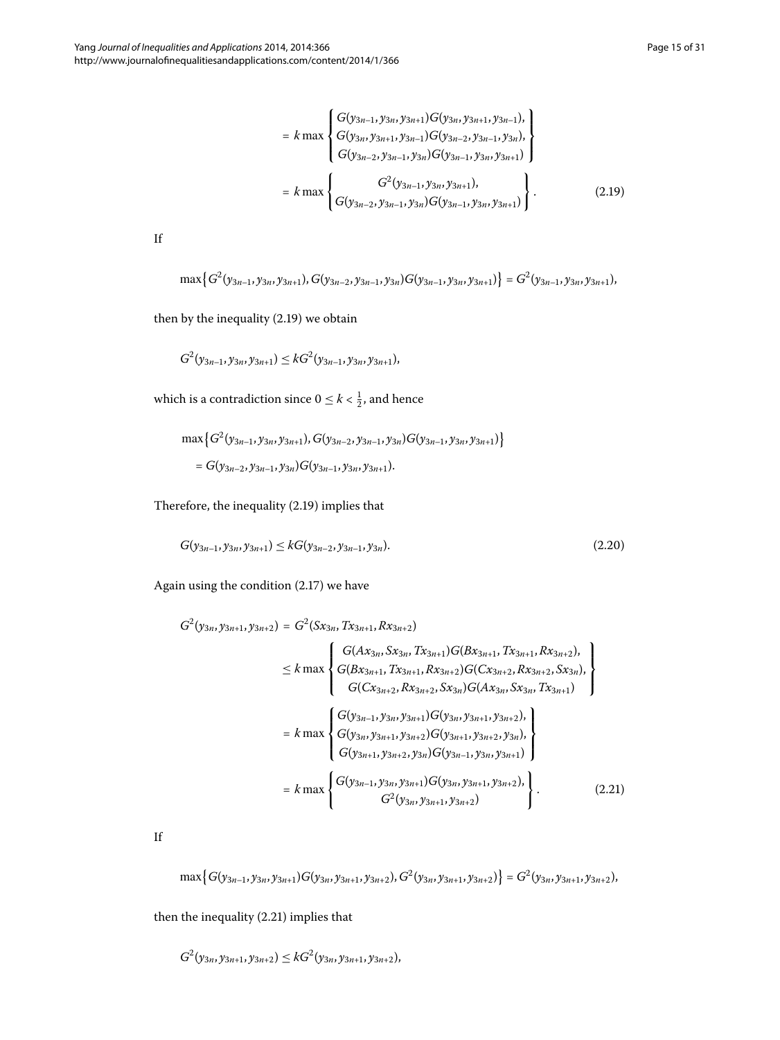$$= k \max \left\{ \begin{array}{c} G(y_{3n-1}, y_{3n}, y_{3n+1})G(y_{3n}, y_{3n+1}, y_{3n-1}), \\ G(y_{3n}, y_{3n+1}, y_{3n-1})G(y_{3n-2}, y_{3n-1}, y_{3n}), \\ G(y_{3n-2}, y_{3n-1}, y_{3n})G(y_{3n-1}, y_{3n}, y_{3n+1}) \end{array} \right\}$$

$$= k \max \left\{ \begin{array}{c} G^2(y_{3n-1}, y_{3n}, y_{3n+1}), \\ G(y_{3n-2}, y_{3n-1}, y_{3n})G(y_{3n-1}, y_{3n}, y_{3n+1}) \end{array} \right\}. \tag{2.19}$$

If

$$\max\{G^2(y_{3n-1}, y_{3n}, y_{3n+1}), G(y_{3n-2}, y_{3n-1}, y_{3n})G(y_{3n-1}, y_{3n}, y_{3n+1})\} = G^2(y_{3n-1}, y_{3n}, y_{3n+1}),$$

then by the inequality (2.19) we obtain

$$G^2(y_{3n-1}, y_{3n}, y_{3n+1}) \leq kG^2(y_{3n-1}, y_{3n}, y_{3n+1}),$$

which is a contradiction since $0 \leq k < \frac{1}{2}$, and hence

$$\begin{aligned} &\max\{G^2(y_{3n-1}, y_{3n}, y_{3n+1}), G(y_{3n-2}, y_{3n-1}, y_{3n})G(y_{3n-1}, y_{3n}, y_{3n+1})\} \\ &= G(y_{3n-2}, y_{3n-1}, y_{3n})G(y_{3n-1}, y_{3n}, y_{3n+1}). \end{aligned}$$

Therefore, the inequality (2.19) implies that

$$G(y_{3n-1}, y_{3n}, y_{3n+1}) \leq kG(y_{3n-2}, y_{3n-1}, y_{3n}). \tag{2.20}$$

Again using the condition (2.17) we have

$$\begin{aligned} G^2(y_{3n}, y_{3n+1}, y_{3n+2}) &= G^2(Sx_{3n}, Tx_{3n+1}, Rx_{3n+2}) \\ &\leq k \max \left\{ \begin{array}{c} G(Ax_{3n}, Sx_{3n}, Tx_{3n+1})G(Bx_{3n+1}, Tx_{3n+1}, Rx_{3n+2}), \\ G(Bx_{3n+1}, Tx_{3n+1}, Rx_{3n+2})G(Cx_{3n+2}, Rx_{3n+2}, Sx_{3n}), \\ G(Cx_{3n+2}, Rx_{3n+2}, Sx_{3n})G(Ax_{3n}, Sx_{3n}, Tx_{3n+1}) \end{array} \right\} \\ &= k \max \left\{ \begin{array}{c} G(y_{3n-1}, y_{3n}, y_{3n+1})G(y_{3n}, y_{3n+1}, y_{3n+2}), \\ G(y_{3n}, y_{3n+1}, y_{3n+2})G(y_{3n+1}, y_{3n+2}, y_{3n}), \\ G(y_{3n+1}, y_{3n+2}, y_{3n})G(y_{3n-1}, y_{3n}, y_{3n+1}) \end{array} \right\} \\ &= k \max \left\{ \begin{array}{c} G(y_{3n-1}, y_{3n}, y_{3n+1})G(y_{3n}, y_{3n+1}, y_{3n+2}), \\ G^2(y_{3n}, y_{3n+1}, y_{3n+2}) \end{array} \right\}. \end{aligned} \tag{2.21}$$

If

$$\max\{G(y_{3n-1}, y_{3n}, y_{3n+1})G(y_{3n}, y_{3n+1}, y_{3n+2}), G^2(y_{3n}, y_{3n+1}, y_{3n+2})\} = G^2(y_{3n}, y_{3n+1}, y_{3n+2}),$$

then the inequality (2.21) implies that

$$G^2(y_{3n}, y_{3n+1}, y_{3n+2}) \leq kG^2(y_{3n}, y_{3n+1}, y_{3n+2}),$$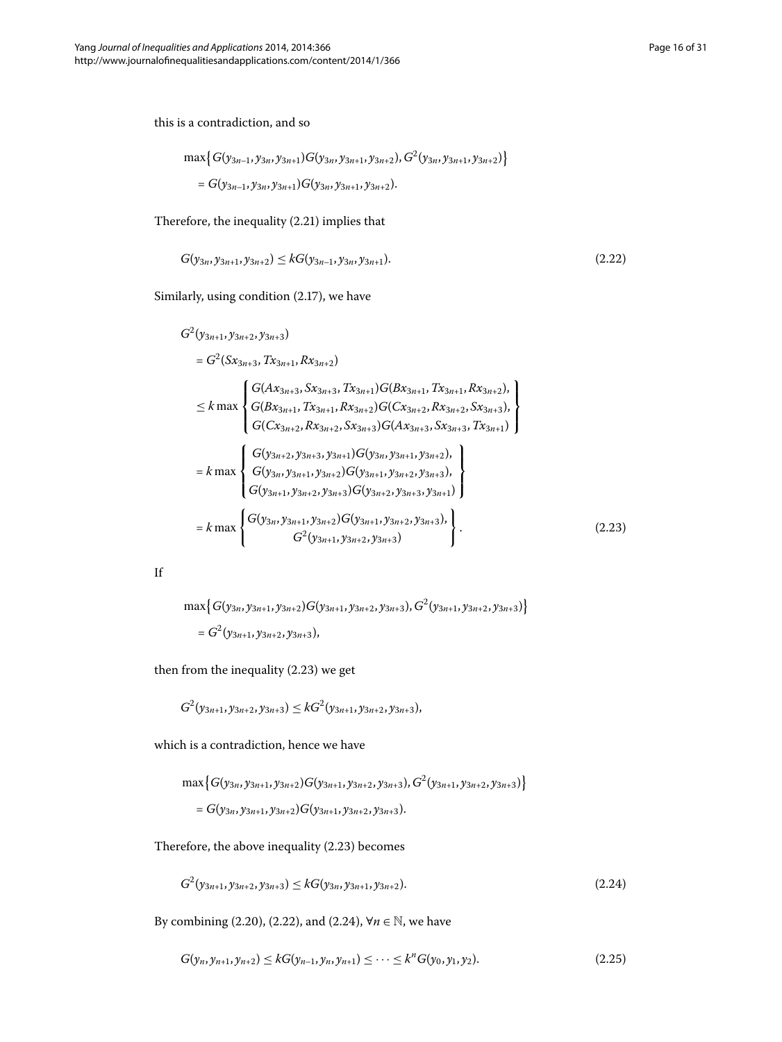this is a contradiction, and so

$$
\begin{aligned}
&\max\bigl\{G(y_{3n-1},y_{3n},y_{3n+1})G(y_{3n},y_{3n+1},y_{3n+2}),G^2(y_{3n},y_{3n+1},y_{3n+2})\bigr\}\\
&\quad = G(y_{3n-1},y_{3n},y_{3n+1})G(y_{3n},y_{3n+1},y_{3n+2}).
\end{aligned}
$$

Therefore, the inequality (2.21) implies that

$$
G(y_{3n},y_{3n+1},y_{3n+2}) \le kG(y_{3n-1},y_{3n},y_{3n+1}). \tag{2.22}
$$

Similarly, using condition (2.17), we have

$$
\begin{aligned}
&G^2(y_{3n+1},y_{3n+2},y_{3n+3})\\
&\quad = G^2(Sx_{3n+3},Tx_{3n+1},Rx_{3n+2})\\
&\quad \le k\max\left\{\begin{array}{l} G(Ax_{3n+3},Sx_{3n+3},Tx_{3n+1})G(Bx_{3n+1},Tx_{3n+1},Rx_{3n+2}),\\ G(Bx_{3n+1},Tx_{3n+1},Rx_{3n+2})G(Cx_{3n+2},Rx_{3n+2},Sx_{3n+3}),\\ G(Cx_{3n+2},Rx_{3n+2},Sx_{3n+3})G(Ax_{3n+3},Sx_{3n+3},Tx_{3n+1})\end{array}\right\}\\
&\quad = k\max\left\{\begin{array}{l} G(y_{3n+2},y_{3n+3},y_{3n+1})G(y_{3n},y_{3n+1},y_{3n+2}),\\ G(y_{3n},y_{3n+1},y_{3n+2})G(y_{3n+1},y_{3n+2},y_{3n+3}),\\ G(y_{3n+1},y_{3n+2},y_{3n+3})G(y_{3n+2},y_{3n+3},y_{3n+1})\end{array}\right\}\\
&\quad = k\max\left\{\begin{array}{c} G(y_{3n},y_{3n+1},y_{3n+2})G(y_{3n+1},y_{3n+2},y_{3n+3}),\\ G^2(y_{3n+1},y_{3n+2},y_{3n+3})\end{array}\right\}.
\end{aligned} \tag{2.23}
$$

If

$$
\begin{aligned}
&\max\bigl\{G(y_{3n},y_{3n+1},y_{3n+2})G(y_{3n+1},y_{3n+2},y_{3n+3}),G^2(y_{3n+1},y_{3n+2},y_{3n+3})\bigr\}\\
&\quad = G^2(y_{3n+1},y_{3n+2},y_{3n+3}),
\end{aligned}
$$

then from the inequality (2.23) we get

$$
G^2(y_{3n+1},y_{3n+2},y_{3n+3}) \le kG^2(y_{3n+1},y_{3n+2},y_{3n+3}),
$$

which is a contradiction, hence we have

$$
\begin{aligned}
&\max\bigl\{G(y_{3n},y_{3n+1},y_{3n+2})G(y_{3n+1},y_{3n+2},y_{3n+3}),G^2(y_{3n+1},y_{3n+2},y_{3n+3})\bigr\}\\
&\quad = G(y_{3n},y_{3n+1},y_{3n+2})G(y_{3n+1},y_{3n+2},y_{3n+3}).
\end{aligned}
$$

Therefore, the above inequality (2.23) becomes

$$
G^2(y_{3n+1},y_{3n+2},y_{3n+3}) \le kG(y_{3n},y_{3n+1},y_{3n+2}). \tag{2.24}
$$

By combining (2.20), (2.22), and (2.24), $\forall n \in \mathbb{N}$, we have

$$
G(y_n,y_{n+1},y_{n+2}) \le kG(y_{n-1},y_n,y_{n+1}) \le \cdots \le k^n G(y_0,y_1,y_2). \tag{2.25}
$$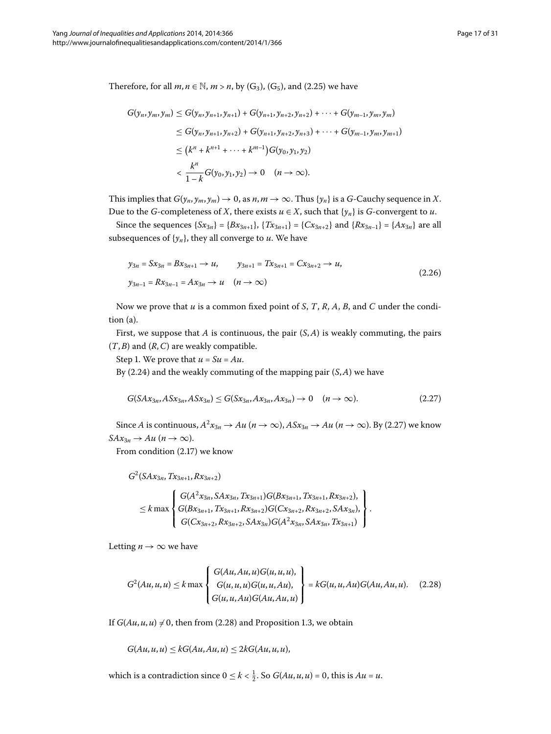Therefore, for all $m, n \in \mathbb{N}$, $m > n$, by ($G_3$), ($G_5$), and (2.25) we have

$$
\begin{aligned}
G(y_n, y_m, y_m) &\leq G(y_n, y_{n+1}, y_{n+1}) + G(y_{n+1}, y_{n+2}, y_{n+2}) + \cdots + G(y_{m-1}, y_m, y_m) \\
&\leq G(y_n, y_{n+1}, y_{n+2}) + G(y_{n+1}, y_{n+2}, y_{n+3}) + \cdots + G(y_{m-1}, y_m, y_{m+1}) \\
&\leq \left(k^n + k^{n+1} + \cdots + k^{m-1}\right) G(y_0, y_1, y_2) \\
&< \frac{k^n}{1-k} G(y_0, y_1, y_2) \to 0 \quad (n \to \infty).
\end{aligned}
$$

This implies that $G(y_n, y_m, y_m) \to 0$, as $n, m \to \infty$. Thus $\{y_n\}$ is a $G$-Cauchy sequence in $X$. Due to the $G$-completeness of $X$, there exists $u \in X$, such that $\{y_n\}$ is $G$-convergent to $u$.

Since the sequences $\{Sx_{3n}\} = \{Bx_{3n+1}\}$, $\{Tx_{3n+1}\} = \{Cx_{3n+2}\}$ and $\{Rx_{3n-1}\} = \{Ax_{3n}\}$ are all subsequences of $\{y_n\}$, they all converge to $u$. We have

$$
\begin{aligned}
&y_{3n} = Sx_{3n} = Bx_{3n+1} \to u, \qquad y_{3n+1} = Tx_{3n+1} = Cx_{3n+2} \to u, \\
&y_{3n-1} = Rx_{3n-1} = Ax_{3n} \to u \quad (n \to \infty)
\end{aligned}
\tag{2.26}
$$

Now we prove that $u$ is a common fixed point of $S$, $T$, $R$, $A$, $B$, and $C$ under the condition (a).

First, we suppose that $A$ is continuous, the pair $(S, A)$ is weakly commuting, the pairs $(T, B)$ and $(R, C)$ are weakly compatible.

Step 1. We prove that $u = Su = Au$.

By (2.24) and the weakly commuting of the mapping pair $(S, A)$ we have

$$
G(SAx_{3n}, ASx_{3n}, ASx_{3n}) \leq G(Sx_{3n}, Ax_{3n}, Ax_{3n}) \to 0 \quad (n \to \infty). \tag{2.27}
$$

Since $A$ is continuous, $A^2x_{3n} \to Au$ $(n \to \infty)$, $ASx_{3n} \to Au$ $(n \to \infty)$. By (2.27) we know $SAx_{3n} \to Au$ $(n \to \infty)$.

From condition (2.17) we know

$$
\begin{aligned}
&G^2(SAx_{3n}, Tx_{3n+1}, Rx_{3n+2}) \\
&\quad \leq k \max \left\{
\begin{array}{c}
G(A^2x_{3n}, SAx_{3n}, Tx_{3n+1})G(Bx_{3n+1}, Tx_{3n+1}, Rx_{3n+2}), \\
G(Bx_{3n+1}, Tx_{3n+1}, Rx_{3n+2})G(Cx_{3n+2}, Rx_{3n+2}, SAx_{3n}), \\
G(Cx_{3n+2}, Rx_{3n+2}, SAx_{3n})G(A^2x_{3n}, SAx_{3n}, Tx_{3n+1})
\end{array}
\right\}.
\end{aligned}
$$

Letting $n \to \infty$ we have

$$
G^2(Au, u, u) \leq k \max \left\{
\begin{array}{c}
G(Au, Au, u)G(u, u, u), \\
G(u, u, u)G(u, u, Au), \\
G(u, u, Au)G(Au, Au, u)
\end{array}
\right\} = kG(u, u, Au)G(Au, Au, u). \tag{2.28}
$$

If $G(Au, u, u) \neq 0$, then from (2.28) and Proposition 1.3, we obtain

$$
G(Au, u, u) \leq kG(Au, Au, u) \leq 2kG(Au, u, u),
$$

which is a contradiction since $0 \leq k < \frac{1}{2}$. So $G(Au, u, u) = 0$, this is $Au = u$.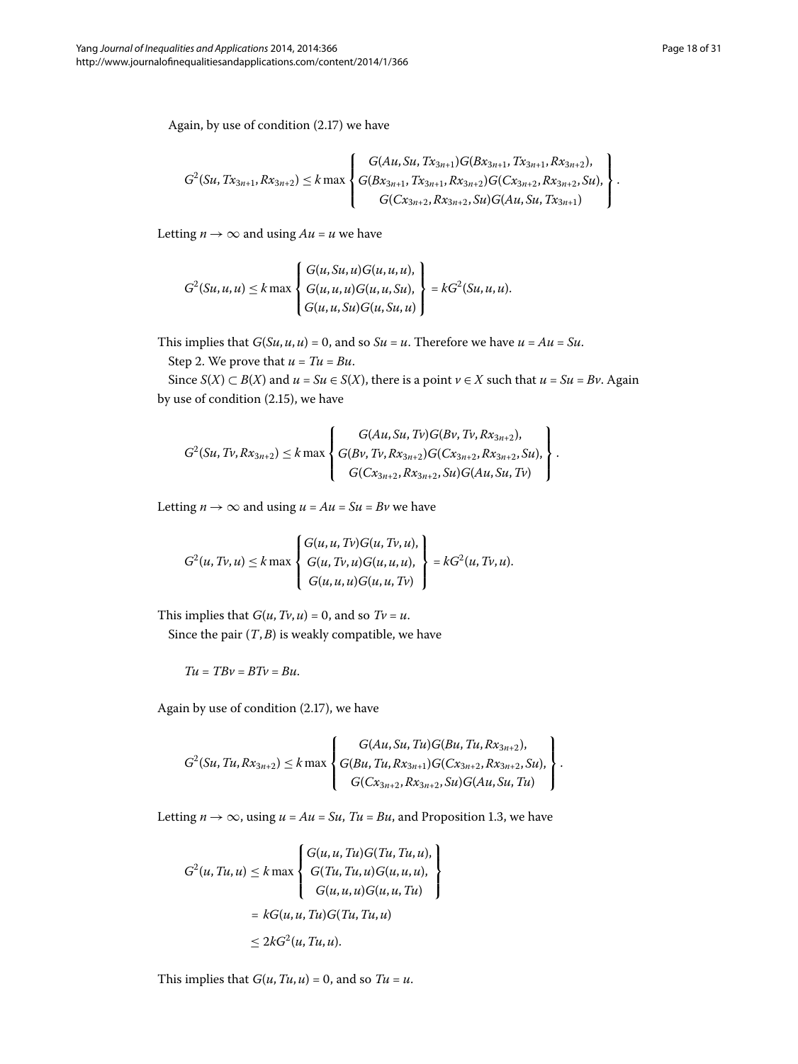Again, by use of condition (2.17) we have

$$G^2(Su, Tx_{3n+1}, Rx_{3n+2}) \leq k \max \left\{ \begin{array}{c} G(Au, Su, Tx_{3n+1})G(Bx_{3n+1}, Tx_{3n+1}, Rx_{3n+2}), \\ G(Bx_{3n+1}, Tx_{3n+1}, Rx_{3n+2})G(Cx_{3n+2}, Rx_{3n+2}, Su), \\ G(Cx_{3n+2}, Rx_{3n+2}, Su)G(Au, Su, Tx_{3n+1}) \end{array} \right\}.$$

Letting $n \to \infty$ and using $Au = u$ we have

$$G^2(Su, u, u) \leq k \max \left\{ \begin{array}{l} G(u, Su, u)G(u, u, u), \\ G(u, u, u)G(u, u, Su), \\ G(u, u, Su)G(u, Su, u) \end{array} \right\} = kG^2(Su, u, u).$$

This implies that $G(Su, u, u) = 0$, and so $Su = u$. Therefore we have $u = Au = Su$.

Step 2. We prove that $u = Tu = Bu$.

Since $S(X) \subset B(X)$ and $u = Su \in S(X)$, there is a point $v \in X$ such that $u = Su = Bv$. Again by use of condition (2.15), we have

$$G^2(Su, Tv, Rx_{3n+2}) \leq k \max \left\{ \begin{array}{c} G(Au, Su, Tv)G(Bv, Tv, Rx_{3n+2}), \\ G(Bv, Tv, Rx_{3n+2})G(Cx_{3n+2}, Rx_{3n+2}, Su), \\ G(Cx_{3n+2}, Rx_{3n+2}, Su)G(Au, Su, Tv) \end{array} \right\}.$$

Letting $n \to \infty$ and using $u = Au = Su = Bv$ we have

$$G^2(u, Tv, u) \leq k \max \left\{ \begin{array}{l} G(u, u, Tv)G(u, Tv, u), \\ G(u, Tv, u)G(u, u, u), \\ G(u, u, u)G(u, u, Tv) \end{array} \right\} = kG^2(u, Tv, u).$$

This implies that $G(u, Tv, u) = 0$, and so $Tv = u$.

Since the pair $(T, B)$ is weakly compatible, we have

$$Tu = TBv = BTv = Bu.$$

Again by use of condition (2.17), we have

$$G^2(Su, Tu, Rx_{3n+2}) \leq k \max \left\{ \begin{array}{c} G(Au, Su, Tu)G(Bu, Tu, Rx_{3n+2}), \\ G(Bu, Tu, Rx_{3n+1})G(Cx_{3n+2}, Rx_{3n+2}, Su), \\ G(Cx_{3n+2}, Rx_{3n+2}, Su)G(Au, Su, Tu) \end{array} \right\}.$$

Letting $n \to \infty$, using $u = Au = Su$, $Tu = Bu$, and Proposition 1.3, we have

$$\begin{aligned} G^2(u, Tu, u) &\leq k \max \left\{ \begin{array}{l} G(u, u, Tu)G(Tu, Tu, u), \\ G(Tu, Tu, u)G(u, u, u), \\ G(u, u, u)G(u, u, Tu) \end{array} \right\} \\ &= kG(u, u, Tu)G(Tu, Tu, u) \\ &\leq 2kG^2(u, Tu, u). \end{aligned}$$

This implies that $G(u, Tu, u) = 0$, and so $Tu = u$.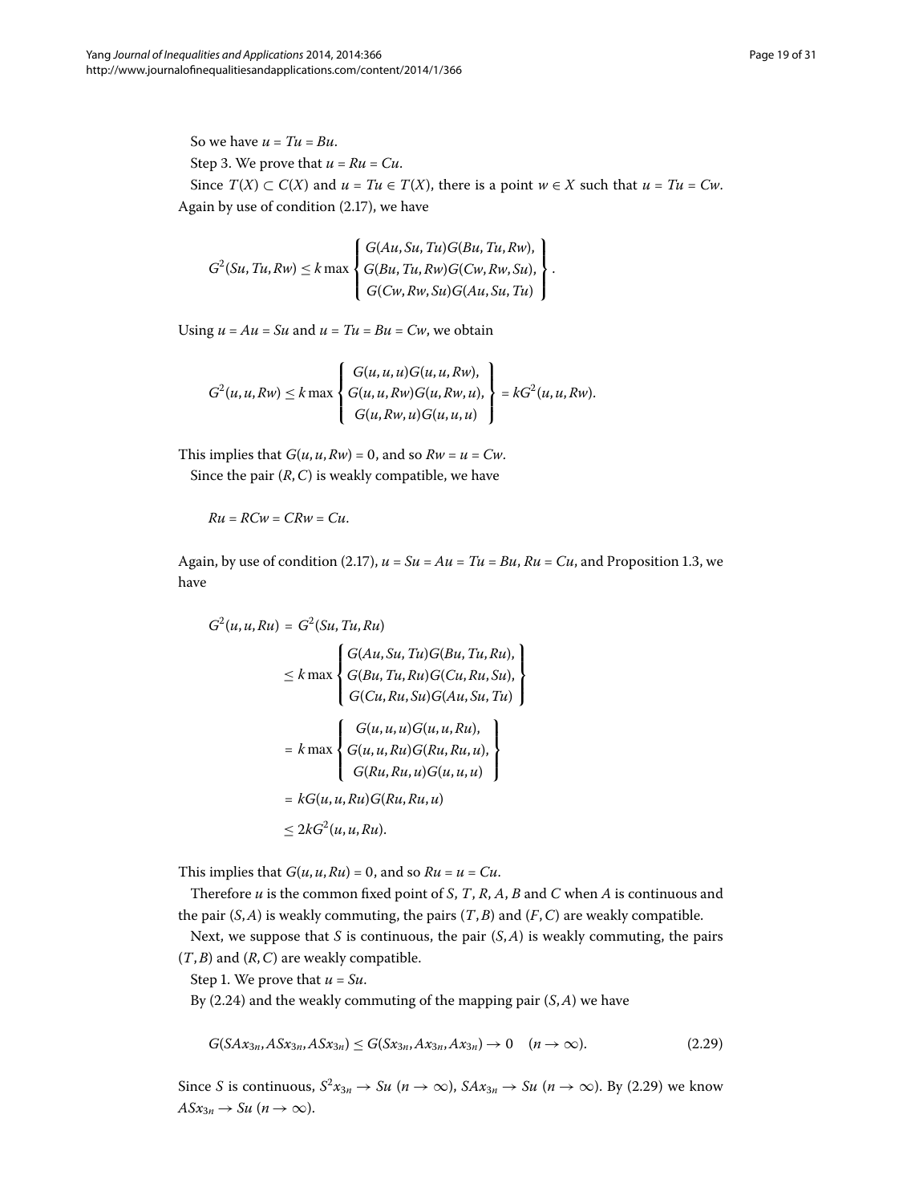So we have $u = Tu = Bu$.

Step 3. We prove that $u = Ru = Cu$.

Since $T(X) \subset C(X)$ and $u = Tu \in T(X)$, there is a point $w \in X$ such that $u = Tu = Cw$. Again by use of condition (2.17), we have

$$G^2(Su, Tu, Rw) \leq k \max \left\{ \begin{array}{c} G(Au, Su, Tu)G(Bu, Tu, Rw), \\ G(Bu, Tu, Rw)G(Cw, Rw, Su), \\ G(Cw, Rw, Su)G(Au, Su, Tu) \end{array} \right\}.$$

Using $u = Au = Su$ and $u = Tu = Bu = Cw$, we obtain

$$G^2(u, u, Rw) \leq k \max \left\{ \begin{array}{c} G(u, u, u)G(u, u, Rw), \\ G(u, u, Rw)G(u, Rw, u), \\ G(u, Rw, u)G(u, u, u) \end{array} \right\} = kG^2(u, u, Rw).$$

This implies that $G(u, u, Rw) = 0$, and so $Rw = u = Cw$.

Since the pair $(R, C)$ is weakly compatible, we have

$$Ru = RCw = CRw = Cu.$$

Again, by use of condition (2.17), $u = Su = Au = Tu = Bu$, $Ru = Cu$, and Proposition 1.3, we have

$$\begin{aligned}
G^2(u, u, Ru) &= G^2(Su, Tu, Ru) \\
&\leq k \max \left\{ \begin{array}{c} G(Au, Su, Tu)G(Bu, Tu, Ru), \\ G(Bu, Tu, Ru)G(Cu, Ru, Su), \\ G(Cu, Ru, Su)G(Au, Su, Tu) \end{array} \right\} \\
&= k \max \left\{ \begin{array}{c} G(u, u, u)G(u, u, Ru), \\ G(u, u, Ru)G(Ru, Ru, u), \\ G(Ru, Ru, u)G(u, u, u) \end{array} \right\} \\
&= kG(u, u, Ru)G(Ru, Ru, u) \\
&\leq 2kG^2(u, u, Ru).
\end{aligned}$$

This implies that $G(u, u, Ru) = 0$, and so $Ru = u = Cu$.

Therefore $u$ is the common fixed point of $S$, $T$, $R$, $A$, $B$ and $C$ when $A$ is continuous and the pair $(S, A)$ is weakly commuting, the pairs $(T, B)$ and $(F, C)$ are weakly compatible.

Next, we suppose that $S$ is continuous, the pair $(S, A)$ is weakly commuting, the pairs $(T, B)$ and $(R, C)$ are weakly compatible.

Step 1. We prove that $u = Su$.

By (2.24) and the weakly commuting of the mapping pair $(S, A)$ we have

$$G(SAx_{3n}, ASx_{3n}, ASx_{3n}) \leq G(Sx_{3n}, Ax_{3n}, Ax_{3n}) \to 0 \quad (n \to \infty). \tag{2.29}$$

Since $S$ is continuous, $S^2 x_{3n} \to Su$ $(n \to \infty)$, $SAx_{3n} \to Su$ $(n \to \infty)$. By (2.29) we know $ASx_{3n} \to Su$ $(n \to \infty)$.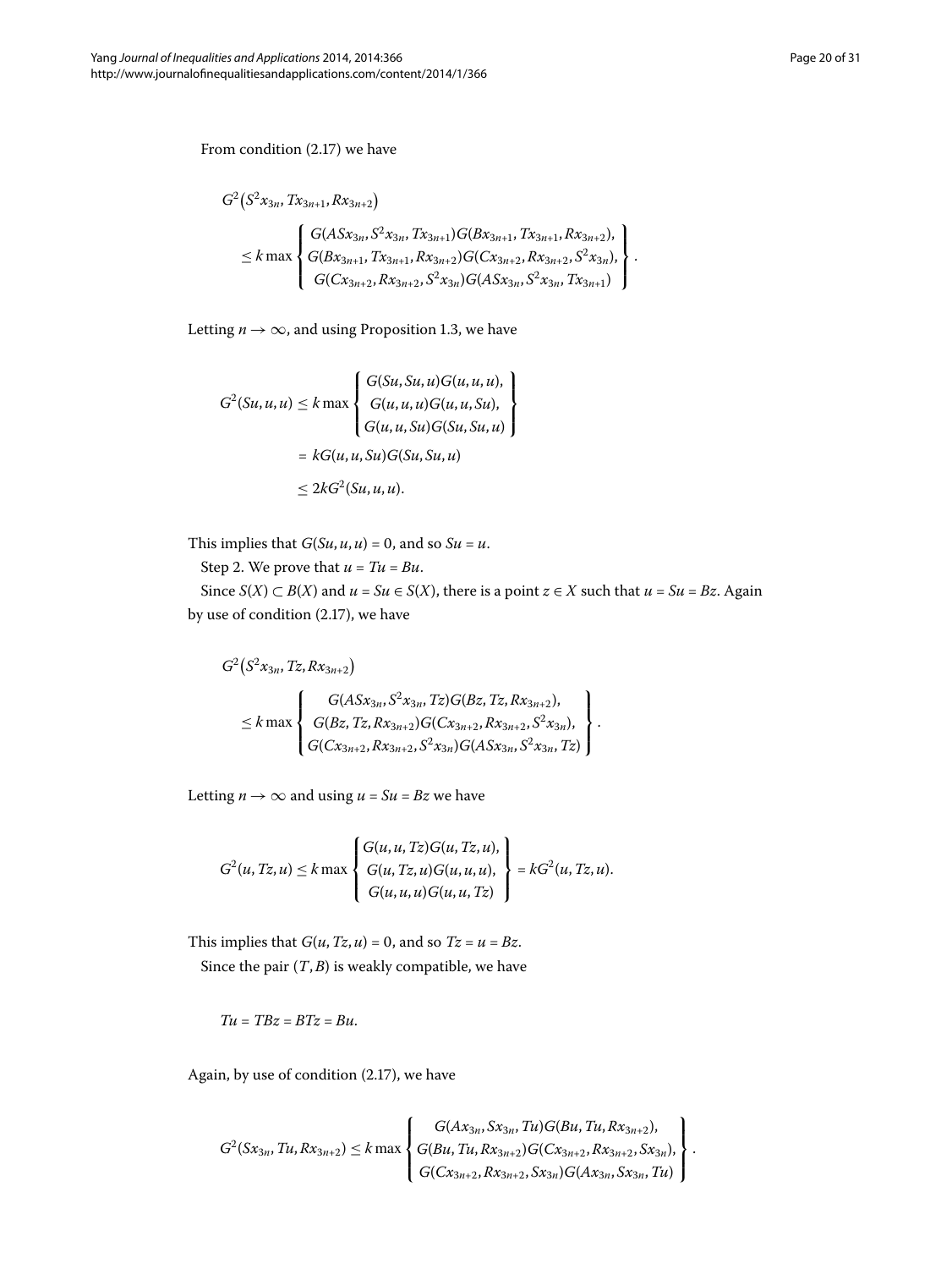From condition (2.17) we have

$$
\begin{aligned}
&G^2\big(S^2x_{3n}, Tx_{3n+1}, Rx_{3n+2}\big) \\
&\quad \le k\max\left\{\begin{array}{c} G(ASx_{3n}, S^2x_{3n}, Tx_{3n+1})G(Bx_{3n+1}, Tx_{3n+1}, Rx_{3n+2}), \\ G(Bx_{3n+1}, Tx_{3n+1}, Rx_{3n+2})G(Cx_{3n+2}, Rx_{3n+2}, S^2x_{3n}), \\ G(Cx_{3n+2}, Rx_{3n+2}, S^2x_{3n})G(ASx_{3n}, S^2x_{3n}, Tx_{3n+1}) \end{array}\right\}.
\end{aligned}
$$

Letting $n \to \infty$, and using Proposition 1.3, we have

$$
\begin{aligned}
G^2(Su, u, u) &\le k\max\left\{\begin{array}{c} G(Su, Su, u)G(u, u, u), \\ G(u, u, u)G(u, u, Su), \\ G(u, u, Su)G(Su, Su, u) \end{array}\right\} \\
&= kG(u, u, Su)G(Su, Su, u) \\
&\le 2kG^2(Su, u, u).
\end{aligned}
$$

This implies that $G(Su, u, u) = 0$, and so $Su = u$.

Step 2. We prove that $u = Tu = Bu$.

Since $S(X) \subset B(X)$ and $u = Su \in S(X)$, there is a point $z \in X$ such that $u = Su = Bz$. Again by use of condition (2.17), we have

$$
\begin{aligned}
&G^2\big(S^2x_{3n}, Tz, Rx_{3n+2}\big) \\
&\quad \le k\max\left\{\begin{array}{c} G(ASx_{3n}, S^2x_{3n}, Tz)G(Bz, Tz, Rx_{3n+2}), \\ G(Bz, Tz, Rx_{3n+2})G(Cx_{3n+2}, Rx_{3n+2}, S^2x_{3n}), \\ G(Cx_{3n+2}, Rx_{3n+2}, S^2x_{3n})G(ASx_{3n}, S^2x_{3n}, Tz) \end{array}\right\}.
\end{aligned}
$$

Letting $n \to \infty$ and using $u = Su = Bz$ we have

$$
G^2(u, Tz, u) \le k\max\left\{\begin{array}{c} G(u, u, Tz)G(u, Tz, u), \\ G(u, Tz, u)G(u, u, u), \\ G(u, u, u)G(u, u, Tz) \end{array}\right\} = kG^2(u, Tz, u).
$$

This implies that $G(u, Tz, u) = 0$, and so $Tz = u = Bz$.

Since the pair $(T, B)$ is weakly compatible, we have

$$
Tu = TBz = BTz = Bu.
$$

Again, by use of condition (2.17), we have

$$
G^2(Sx_{3n}, Tu, Rx_{3n+2}) \le k\max\left\{\begin{array}{c} G(Ax_{3n}, Sx_{3n}, Tu)G(Bu, Tu, Rx_{3n+2}), \\ G(Bu, Tu, Rx_{3n+2})G(Cx_{3n+2}, Rx_{3n+2}, Sx_{3n}), \\ G(Cx_{3n+2}, Rx_{3n+2}, Sx_{3n})G(Ax_{3n}, Sx_{3n}, Tu) \end{array}\right\}.
$$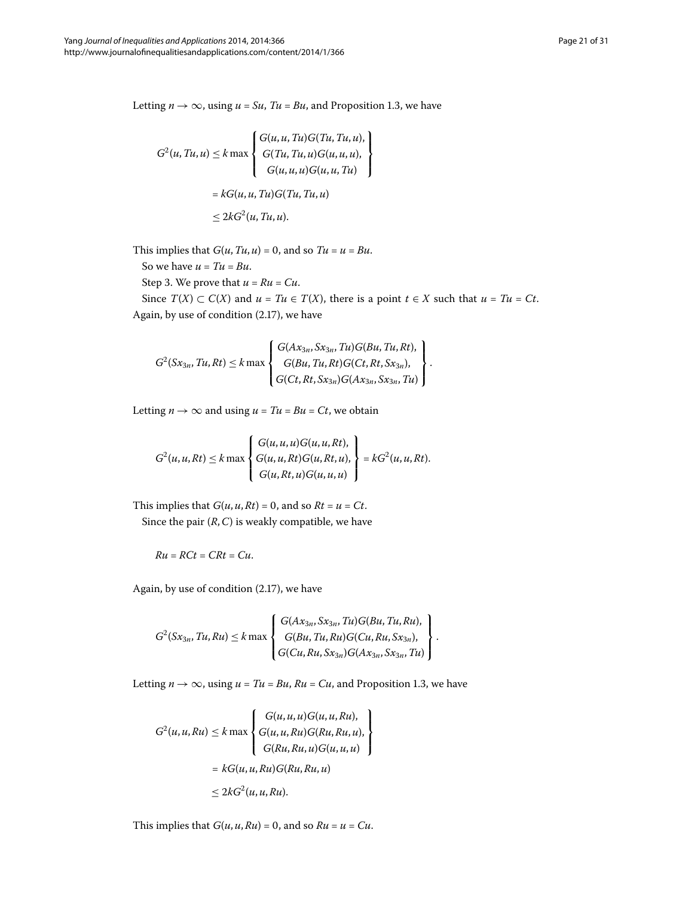Letting $n \to \infty$, using $u = Su$, $Tu = Bu$, and Proposition 1.3, we have

$$
\begin{aligned}
G^2(u, Tu, u) &\leq k \max \left\{ \begin{array}{c} G(u, u, Tu)G(Tu, Tu, u), \\ G(Tu, Tu, u)G(u, u, u), \\ G(u, u, u)G(u, u, Tu) \end{array} \right\} \\
&= kG(u, u, Tu)G(Tu, Tu, u) \\
&\leq 2kG^2(u, Tu, u).
\end{aligned}
$$

This implies that $G(u, Tu, u) = 0$, and so $Tu = u = Bu$.

So we have $u = Tu = Bu$.

Step 3. We prove that $u = Ru = Cu$.

Since $T(X) \subset C(X)$ and $u = Tu \in T(X)$, there is a point $t \in X$ such that $u = Tu = Ct$. Again, by use of condition (2.17), we have

$$
G^2(Sx_{3n}, Tu, Rt) \leq k \max \left\{ \begin{array}{c} G(Ax_{3n}, Sx_{3n}, Tu)G(Bu, Tu, Rt), \\ G(Bu, Tu, Rt)G(Ct, Rt, Sx_{3n}), \\ G(Ct, Rt, Sx_{3n})G(Ax_{3n}, Sx_{3n}, Tu) \end{array} \right\}.
$$

Letting $n \to \infty$ and using $u = Tu = Bu = Ct$, we obtain

$$
G^2(u, u, Rt) \leq k \max \left\{ \begin{array}{c} G(u, u, u)G(u, u, Rt), \\ G(u, u, Rt)G(u, Rt, u), \\ G(u, Rt, u)G(u, u, u) \end{array} \right\} = kG^2(u, u, Rt).
$$

This implies that $G(u, u, Rt) = 0$, and so $Rt = u = Ct$.

Since the pair $(R, C)$ is weakly compatible, we have

$$
Ru = RCt = CRt = Cu.
$$

Again, by use of condition (2.17), we have

$$
G^2(Sx_{3n}, Tu, Ru) \leq k \max \left\{ \begin{array}{c} G(Ax_{3n}, Sx_{3n}, Tu)G(Bu, Tu, Ru), \\ G(Bu, Tu, Ru)G(Cu, Ru, Sx_{3n}), \\ G(Cu, Ru, Sx_{3n})G(Ax_{3n}, Sx_{3n}, Tu) \end{array} \right\}.
$$

Letting $n \to \infty$, using $u = Tu = Bu$, $Ru = Cu$, and Proposition 1.3, we have

$$
\begin{aligned}
G^2(u, u, Ru) &\leq k \max \left\{ \begin{array}{c} G(u, u, u)G(u, u, Ru), \\ G(u, u, Ru)G(Ru, Ru, u), \\ G(Ru, Ru, u)G(u, u, u) \end{array} \right\} \\
&= kG(u, u, Ru)G(Ru, Ru, u) \\
&\leq 2kG^2(u, u, Ru).
\end{aligned}
$$

This implies that $G(u, u, Ru) = 0$, and so $Ru = u = Cu$.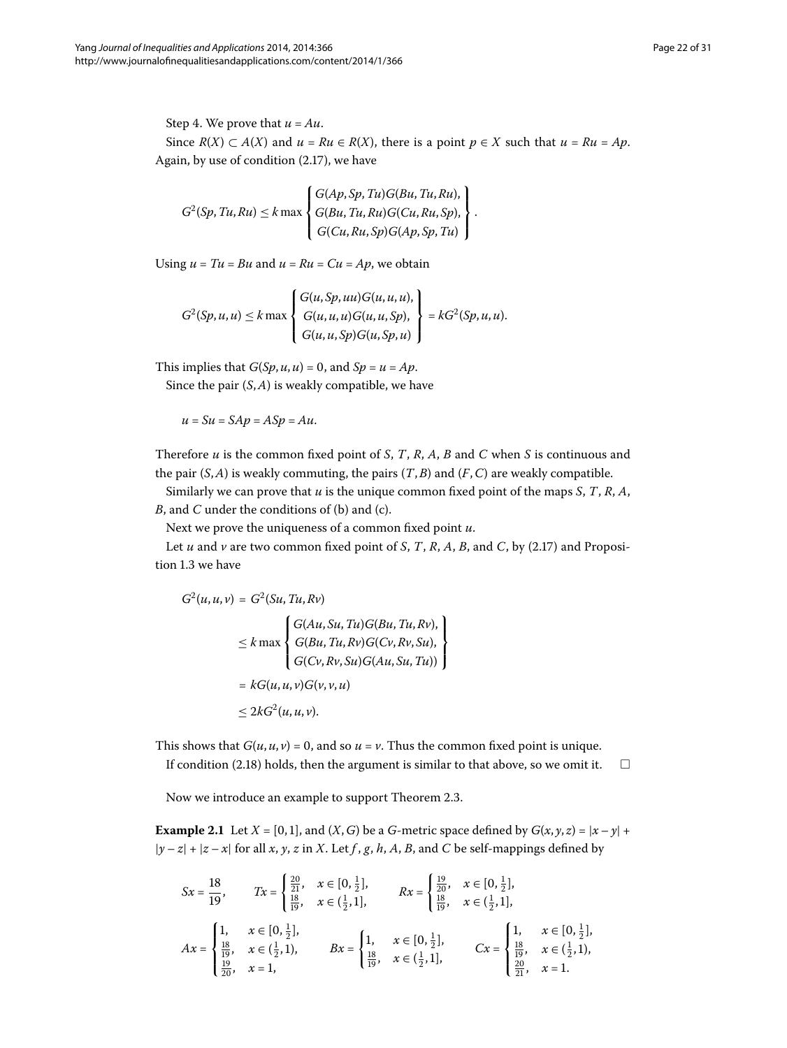Step 4. We prove that $u = Au$.

Since $R(X) \subset A(X)$ and $u = Ru \in R(X)$, there is a point $p \in X$ such that $u = Ru = Ap$. Again, by use of condition (2.17), we have

$$G^2(Sp, Tu, Ru) \le k \max \left\{ \begin{array}{l} G(Ap, Sp, Tu)G(Bu, Tu, Ru), \\ G(Bu, Tu, Ru)G(Cu, Ru, Sp), \\ G(Cu, Ru, Sp)G(Ap, Sp, Tu) \end{array} \right\}.$$

Using $u = Tu = Bu$ and $u = Ru = Cu = Ap$, we obtain

$$G^2(Sp, u, u) \le k \max \left\{ \begin{array}{l} G(u, Sp, uu)G(u, u, u), \\ G(u, u, u)G(u, u, Sp), \\ G(u, u, Sp)G(u, Sp, u) \end{array} \right\} = kG^2(Sp, u, u).$$

This implies that $G(Sp, u, u) = 0$, and $Sp = u = Ap$.

Since the pair $(S, A)$ is weakly compatible, we have

$$u = Su = SAp = ASp = Au.$$

Therefore $u$ is the common fixed point of $S$, $T$, $R$, $A$, $B$ and $C$ when $S$ is continuous and the pair $(S, A)$ is weakly commuting, the pairs $(T, B)$ and $(F, C)$ are weakly compatible.

Similarly we can prove that $u$ is the unique common fixed point of the maps $S$, $T$, $R$, $A$, $B$, and $C$ under the conditions of (b) and (c).

Next we prove the uniqueness of a common fixed point $u$.

Let $u$ and $v$ are two common fixed point of $S$, $T$, $R$, $A$, $B$, and $C$, by (2.17) and Proposition 1.3 we have

$$\begin{aligned} G^2(u, u, v) &= G^2(Su, Tu, Rv) \\ &\le k \max \left\{ \begin{array}{l} G(Au, Su, Tu)G(Bu, Tu, Rv), \\ G(Bu, Tu, Rv)G(Cv, Rv, Su), \\ G(Cv, Rv, Su)G(Au, Su, Tu)) \end{array} \right\} \\ &= kG(u, u, v)G(v, v, u) \\ &\le 2kG^2(u, u, v). \end{aligned}$$

This shows that $G(u, u, v) = 0$, and so $u = v$. Thus the common fixed point is unique.

If condition (2.18) holds, then the argument is similar to that above, so we omit it. □

Now we introduce an example to support Theorem 2.3.

**Example 2.1** Let $X = [0, 1]$, and $(X, G)$ be a $G$-metric space defined by $G(x, y, z) = |x - y| + |y - z| + |z - x|$ for all $x$, $y$, $z$ in $X$. Let $f$, $g$, $h$, $A$, $B$, and $C$ be self-mappings defined by

$$Sx = \frac{18}{19}, \qquad Tx = \begin{cases} \frac{20}{21}, & x \in [0, \frac{1}{2}], \\ \frac{18}{19}, & x \in (\frac{1}{2}, 1], \end{cases} \qquad Rx = \begin{cases} \frac{19}{20}, & x \in [0, \frac{1}{2}], \\ \frac{18}{19}, & x \in (\frac{1}{2}, 1], \end{cases}$$

$$Ax = \begin{cases} 1, & x \in [0, \frac{1}{2}], \\ \frac{18}{19}, & x \in (\frac{1}{2}, 1), \\ \frac{19}{20}, & x = 1, \end{cases} \qquad Bx = \begin{cases} 1, & x \in [0, \frac{1}{2}], \\ \frac{18}{19}, & x \in (\frac{1}{2}, 1], \end{cases} \qquad Cx = \begin{cases} 1, & x \in [0, \frac{1}{2}], \\ \frac{18}{19}, & x \in (\frac{1}{2}, 1), \\ \frac{20}{21}, & x = 1. \end{cases}$$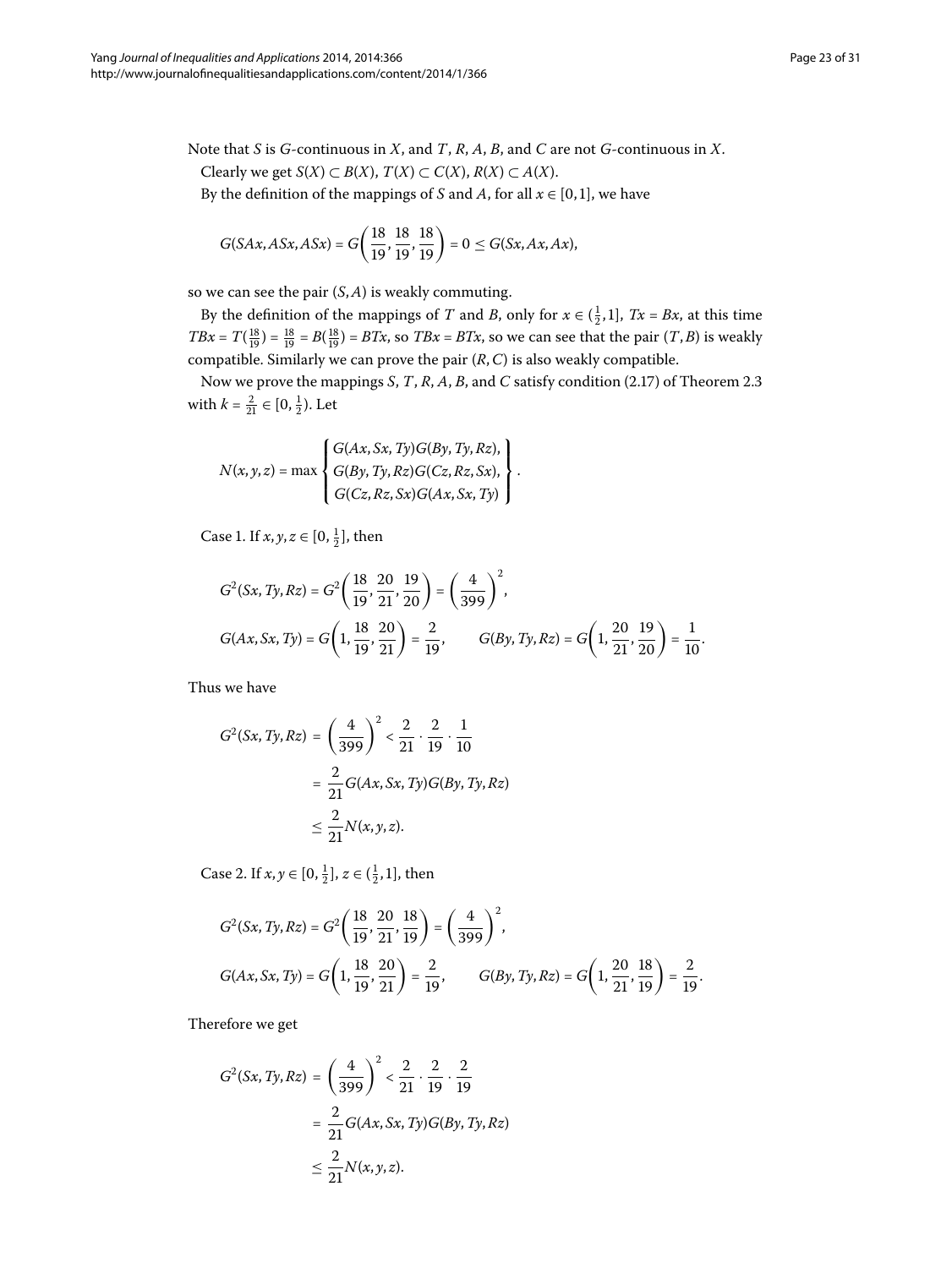Note that $S$ is $G$-continuous in $X$, and $T$, $R$, $A$, $B$, and $C$ are not $G$-continuous in $X$.

Clearly we get $S(X) \subset B(X)$, $T(X) \subset C(X)$, $R(X) \subset A(X)$.

By the definition of the mappings of $S$ and $A$, for all $x \in [0,1]$, we have

$$G(SAx, ASx, ASx) = G\left(\frac{18}{19}, \frac{18}{19}, \frac{18}{19}\right) = 0 \leq G(Sx, Ax, Ax),$$

so we can see the pair $(S, A)$ is weakly commuting.

By the definition of the mappings of $T$ and $B$, only for $x \in (\frac{1}{2}, 1]$, $Tx = Bx$, at this time $TBx = T(\frac{18}{19}) = \frac{18}{19} = B(\frac{18}{19}) = BTx$, so $TBx = BTx$, so we can see that the pair $(T, B)$ is weakly compatible. Similarly we can prove the pair $(R, C)$ is also weakly compatible.

Now we prove the mappings $S$, $T$, $R$, $A$, $B$, and $C$ satisfy condition (2.17) of Theorem 2.3 with $k = \frac{2}{21} \in [0, \frac{1}{2})$. Let

$$N(x, y, z) = \max \left\{ \begin{array}{l} G(Ax, Sx, Ty)G(By, Ty, Rz), \\ G(By, Ty, Rz)G(Cz, Rz, Sx), \\ G(Cz, Rz, Sx)G(Ax, Sx, Ty) \end{array} \right\}.$$

Case 1. If $x, y, z \in [0, \frac{1}{2}]$, then

$$G^2(Sx, Ty, Rz) = G^2\left(\frac{18}{19}, \frac{20}{21}, \frac{19}{20}\right) = \left(\frac{4}{399}\right)^2,$$

$$G(Ax, Sx, Ty) = G\left(1, \frac{18}{19}, \frac{20}{21}\right) = \frac{2}{19}, \qquad G(By, Ty, Rz) = G\left(1, \frac{20}{21}, \frac{19}{20}\right) = \frac{1}{10}.$$

Thus we have

$$\begin{aligned} G^2(Sx, Ty, Rz) &= \left(\frac{4}{399}\right)^2 < \frac{2}{21} \cdot \frac{2}{19} \cdot \frac{1}{10} \\ &= \frac{2}{21} G(Ax, Sx, Ty)G(By, Ty, Rz) \\ &\leq \frac{2}{21} N(x, y, z). \end{aligned}$$

Case 2. If $x, y \in [0, \frac{1}{2}]$, $z \in (\frac{1}{2}, 1]$, then

$$G^2(Sx, Ty, Rz) = G^2\left(\frac{18}{19}, \frac{20}{21}, \frac{18}{19}\right) = \left(\frac{4}{399}\right)^2,$$

$$G(Ax, Sx, Ty) = G\left(1, \frac{18}{19}, \frac{20}{21}\right) = \frac{2}{19}, \qquad G(By, Ty, Rz) = G\left(1, \frac{20}{21}, \frac{18}{19}\right) = \frac{2}{19}.$$

Therefore we get

$$\begin{aligned} G^2(Sx, Ty, Rz) &= \left(\frac{4}{399}\right)^2 < \frac{2}{21} \cdot \frac{2}{19} \cdot \frac{2}{19} \\ &= \frac{2}{21} G(Ax, Sx, Ty)G(By, Ty, Rz) \\ &\leq \frac{2}{21} N(x, y, z). \end{aligned}$$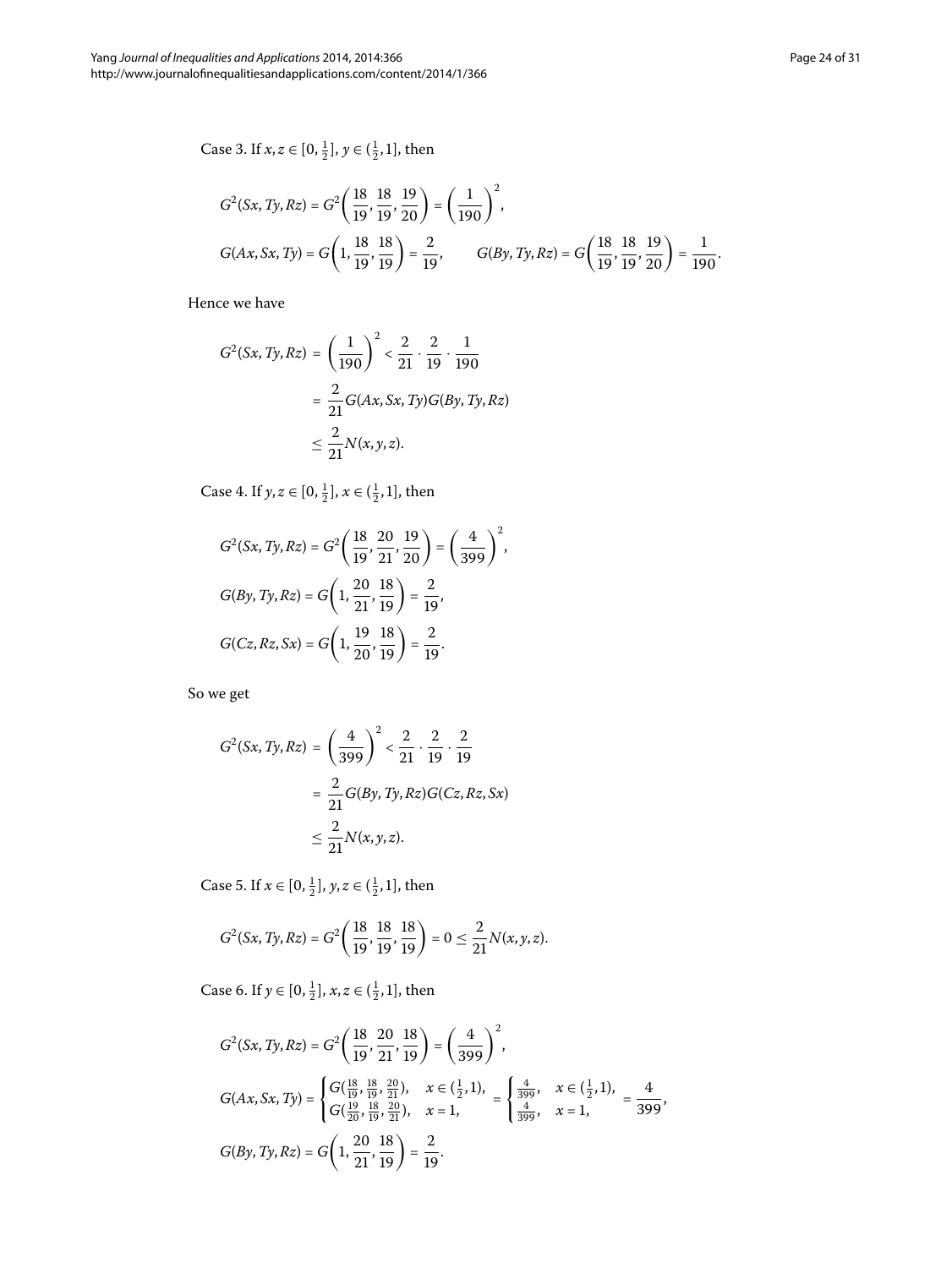Case 3. If $x, z \in [0, \frac{1}{2}]$, $y \in (\frac{1}{2}, 1]$, then

$$G^2(Sx, Ty, Rz) = G^2\left(\frac{18}{19}, \frac{18}{19}, \frac{19}{20}\right) = \left(\frac{1}{190}\right)^2,$$

$$G(Ax, Sx, Ty) = G\left(1, \frac{18}{19}, \frac{18}{19}\right) = \frac{2}{19}, \qquad G(By, Ty, Rz) = G\left(\frac{18}{19}, \frac{18}{19}, \frac{19}{20}\right) = \frac{1}{190}.$$

Hence we have

$$\begin{aligned} G^2(Sx, Ty, Rz) &= \left(\frac{1}{190}\right)^2 < \frac{2}{21} \cdot \frac{2}{19} \cdot \frac{1}{190} \\ &= \frac{2}{21} G(Ax, Sx, Ty) G(By, Ty, Rz) \\ &\leq \frac{2}{21} N(x, y, z). \end{aligned}$$

Case 4. If $y, z \in [0, \frac{1}{2}]$, $x \in (\frac{1}{2}, 1]$, then

$$G^2(Sx, Ty, Rz) = G^2\left(\frac{18}{19}, \frac{20}{21}, \frac{19}{20}\right) = \left(\frac{4}{399}\right)^2,$$

$$G(By, Ty, Rz) = G\left(1, \frac{20}{21}, \frac{18}{19}\right) = \frac{2}{19},$$

$$G(Cz, Rz, Sx) = G\left(1, \frac{19}{20}, \frac{18}{19}\right) = \frac{2}{19}.$$

So we get

$$\begin{aligned} G^2(Sx, Ty, Rz) &= \left(\frac{4}{399}\right)^2 < \frac{2}{21} \cdot \frac{2}{19} \cdot \frac{2}{19} \\ &= \frac{2}{21} G(By, Ty, Rz) G(Cz, Rz, Sx) \\ &\leq \frac{2}{21} N(x, y, z). \end{aligned}$$

Case 5. If $x \in [0, \frac{1}{2}]$, $y, z \in (\frac{1}{2}, 1]$, then

$$G^2(Sx, Ty, Rz) = G^2\left(\frac{18}{19}, \frac{18}{19}, \frac{18}{19}\right) = 0 \leq \frac{2}{21} N(x, y, z).$$

Case 6. If $y \in [0, \frac{1}{2}]$, $x, z \in (\frac{1}{2}, 1]$, then

$$G^2(Sx, Ty, Rz) = G^2\left(\frac{18}{19}, \frac{20}{21}, \frac{18}{19}\right) = \left(\frac{4}{399}\right)^2,$$

$$G(Ax, Sx, Ty) = \begin{cases} G(\frac{18}{19}, \frac{18}{19}, \frac{20}{21}), & x \in (\frac{1}{2}, 1), \\ G(\frac{19}{20}, \frac{18}{19}, \frac{20}{21}), & x = 1, \end{cases} = \begin{cases} \frac{4}{399}, & x \in (\frac{1}{2}, 1), \\ \frac{4}{399}, & x = 1, \end{cases} = \frac{4}{399},$$

$$G(By, Ty, Rz) = G\left(1, \frac{20}{21}, \frac{18}{19}\right) = \frac{2}{19}.$$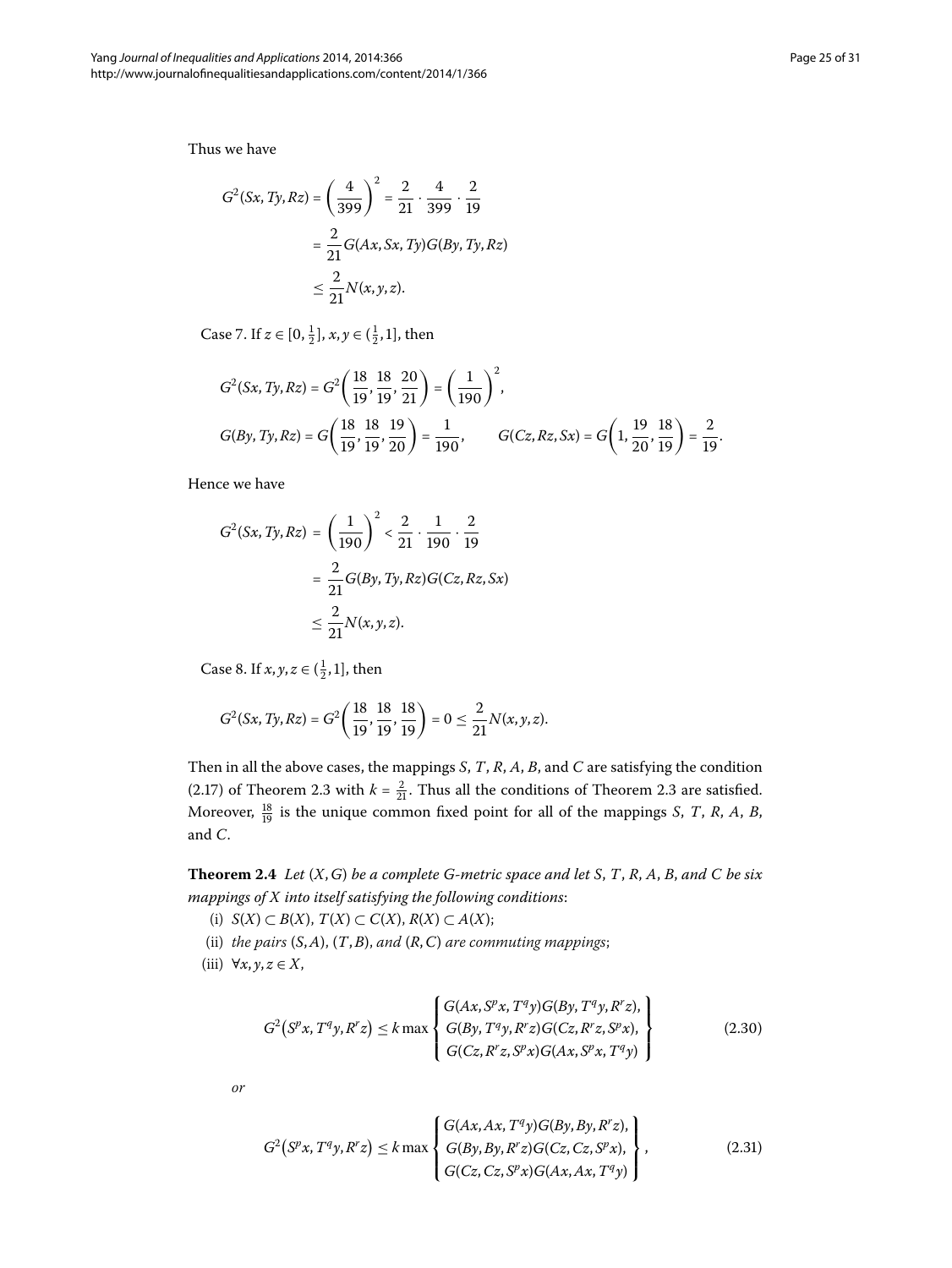Thus we have

$$
\begin{aligned}
G^2(Sx, Ty, Rz) &= \left(\frac{4}{399}\right)^2 = \frac{2}{21} \cdot \frac{4}{399} \cdot \frac{2}{19} \\
&= \frac{2}{21} G(Ax, Sx, Ty) G(By, Ty, Rz) \\
&\leq \frac{2}{21} N(x, y, z).
\end{aligned}
$$

Case 7. If $z \in [0, \frac{1}{2}]$, $x, y \in (\frac{1}{2}, 1]$, then

$$
G^2(Sx, Ty, Rz) = G^2\left(\frac{18}{19}, \frac{18}{19}, \frac{20}{21}\right) = \left(\frac{1}{190}\right)^2,
$$

$$
G(By, Ty, Rz) = G\left(\frac{18}{19}, \frac{18}{19}, \frac{19}{20}\right) = \frac{1}{190}, \qquad G(Cz, Rz, Sx) = G\left(1, \frac{19}{20}, \frac{18}{19}\right) = \frac{2}{19}.
$$

Hence we have

$$
\begin{aligned}
G^2(Sx, Ty, Rz) &= \left(\frac{1}{190}\right)^2 < \frac{2}{21} \cdot \frac{1}{190} \cdot \frac{2}{19} \\
&= \frac{2}{21} G(By, Ty, Rz) G(Cz, Rz, Sx) \\
&\leq \frac{2}{21} N(x, y, z).
\end{aligned}
$$

Case 8. If $x, y, z \in (\frac{1}{2}, 1]$, then

$$
G^2(Sx, Ty, Rz) = G^2\left(\frac{18}{19}, \frac{18}{19}, \frac{18}{19}\right) = 0 \leq \frac{2}{21} N(x, y, z).
$$

Then in all the above cases, the mappings $S$, $T$, $R$, $A$, $B$, and $C$ are satisfying the condition (2.17) of Theorem 2.3 with $k = \frac{2}{21}$. Thus all the conditions of Theorem 2.3 are satisfied. Moreover, $\frac{18}{19}$ is the unique common fixed point for all of the mappings $S$, $T$, $R$, $A$, $B$, and $C$.

**Theorem 2.4** *Let $(X, G)$ be a complete G-metric space and let $S$, $T$, $R$, $A$, $B$, and $C$ be six mappings of $X$ into itself satisfying the following conditions*:

(i) $S(X) \subset B(X)$, $T(X) \subset C(X)$, $R(X) \subset A(X)$;

(ii) *the pairs $(S, A)$, $(T, B)$, and $(R, C)$ are commuting mappings*;

(iii) $\forall x, y, z \in X$,

$$
G^2\left(S^p x, T^q y, R^r z\right) \leq k \max \left\{ \begin{array}{l} G(Ax, S^p x, T^q y) G(By, T^q y, R^r z), \\ G(By, T^q y, R^r z) G(Cz, R^r z, S^p x), \\ G(Cz, R^r z, S^p x) G(Ax, S^p x, T^q y) \end{array} \right\} \tag{2.30}
$$

*or*

$$
G^2\left(S^p x, T^q y, R^r z\right) \leq k \max \left\{ \begin{array}{l} G(Ax, Ax, T^q y) G(By, By, R^r z), \\ G(By, By, R^r z) G(Cz, Cz, S^p x), \\ G(Cz, Cz, S^p x) G(Ax, Ax, T^q y) \end{array} \right\}, \tag{2.31}
$$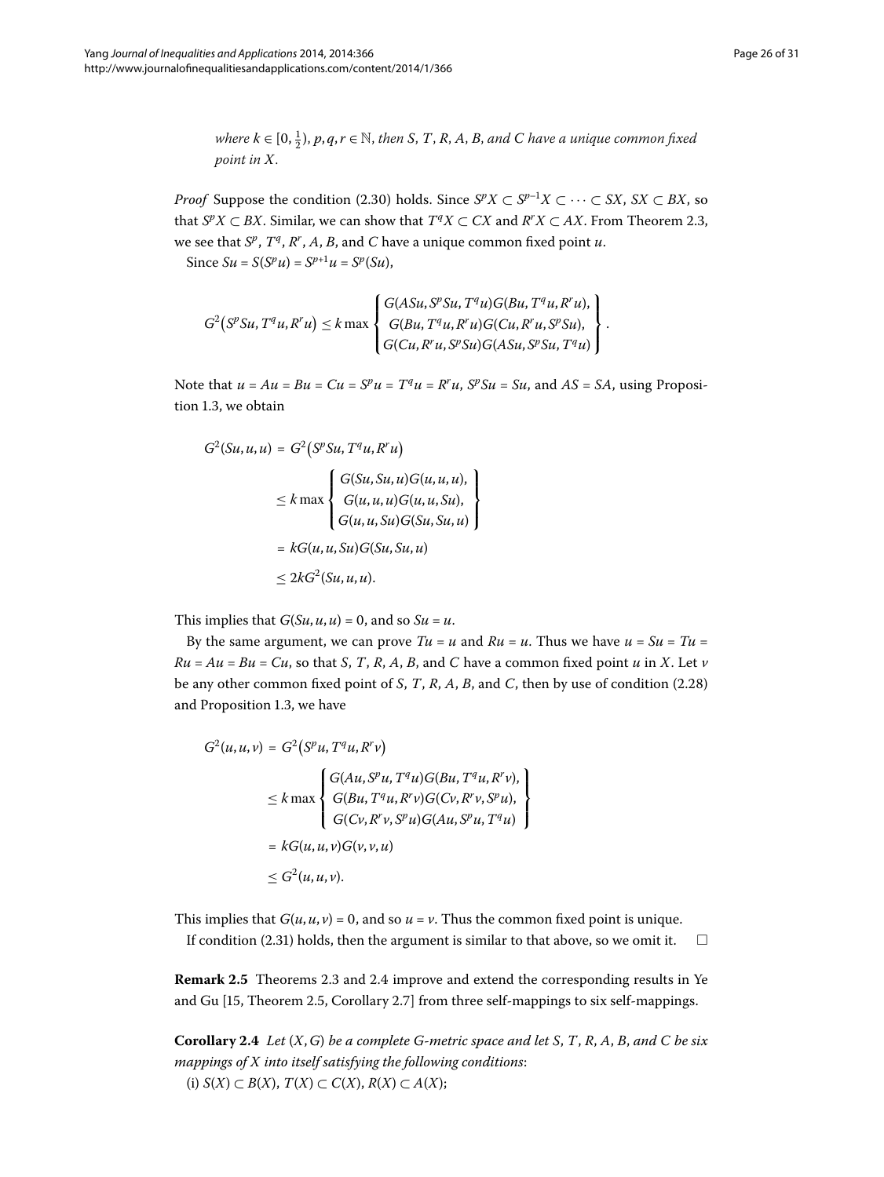*where $k \in [0, \frac{1}{2})$, $p, q, r \in \mathbb{N}$, then $S$, $T$, $R$, $A$, $B$, and $C$ have a unique common fixed point in $X$.*

*Proof* Suppose the condition (2.30) holds. Since $S^pX \subset S^{p-1}X \subset \cdots \subset SX$, $SX \subset BX$, so that $S^pX \subset BX$. Similar, we can show that $T^qX \subset CX$ and $R^rX \subset AX$. From Theorem 2.3, we see that $S^p$, $T^q$, $R^r$, $A$, $B$, and $C$ have a unique common fixed point $u$.

Since $Su = S(S^pu) = S^{p+1}u = S^p(Su)$,

$$G^2\bigl(S^pSu, T^qu, R^ru\bigr) \le k \max \left\{ \begin{array}{c} G(ASu, S^pSu, T^qu)G(Bu, T^qu, R^ru), \\ G(Bu, T^qu, R^ru)G(Cu, R^ru, S^pSu), \\ G(Cu, R^ru, S^pSu)G(ASu, S^pSu, T^qu) \end{array} \right\}.$$

Note that $u = Au = Bu = Cu = S^pu = T^qu = R^ru$, $S^pSu = Su$, and $AS = SA$, using Proposition 1.3, we obtain

$$\begin{aligned} G^2(Su, u, u) &= G^2\bigl(S^pSu, T^qu, R^ru\bigr) \\ &\le k \max \left\{ \begin{array}{c} G(Su, Su, u)G(u, u, u), \\ G(u, u, u)G(u, u, Su), \\ G(u, u, Su)G(Su, Su, u) \end{array} \right\} \\ &= kG(u, u, Su)G(Su, Su, u) \\ &\le 2kG^2(Su, u, u). \end{aligned}$$

This implies that $G(Su, u, u) = 0$, and so $Su = u$.

By the same argument, we can prove $Tu = u$ and $Ru = u$. Thus we have $u = Su = Tu = Ru = Au = Bu = Cu$, so that $S$, $T$, $R$, $A$, $B$, and $C$ have a common fixed point $u$ in $X$. Let $v$ be any other common fixed point of $S$, $T$, $R$, $A$, $B$, and $C$, then by use of condition (2.28) and Proposition 1.3, we have

$$\begin{aligned} G^2(u, u, v) &= G^2\bigl(S^pu, T^qu, R^rv\bigr) \\ &\le k \max \left\{ \begin{array}{c} G(Au, S^pu, T^qu)G(Bu, T^qu, R^rv), \\ G(Bu, T^qu, R^rv)G(Cv, R^rv, S^pu), \\ G(Cv, R^rv, S^pu)G(Au, S^pu, T^qu) \end{array} \right\} \\ &= kG(u, u, v)G(v, v, u) \\ &\le G^2(u, u, v). \end{aligned}$$

This implies that $G(u, u, v) = 0$, and so $u = v$. Thus the common fixed point is unique.

If condition (2.31) holds, then the argument is similar to that above, so we omit it. □

**Remark 2.5** Theorems 2.3 and 2.4 improve and extend the corresponding results in Ye and Gu [15, Theorem 2.5, Corollary 2.7] from three self-mappings to six self-mappings.

**Corollary 2.4** *Let $(X, G)$ be a complete G-metric space and let $S$, $T$, $R$, $A$, $B$, and $C$ be six mappings of $X$ into itself satisfying the following conditions*:

(i) $S(X) \subset B(X)$, $T(X) \subset C(X)$, $R(X) \subset A(X)$;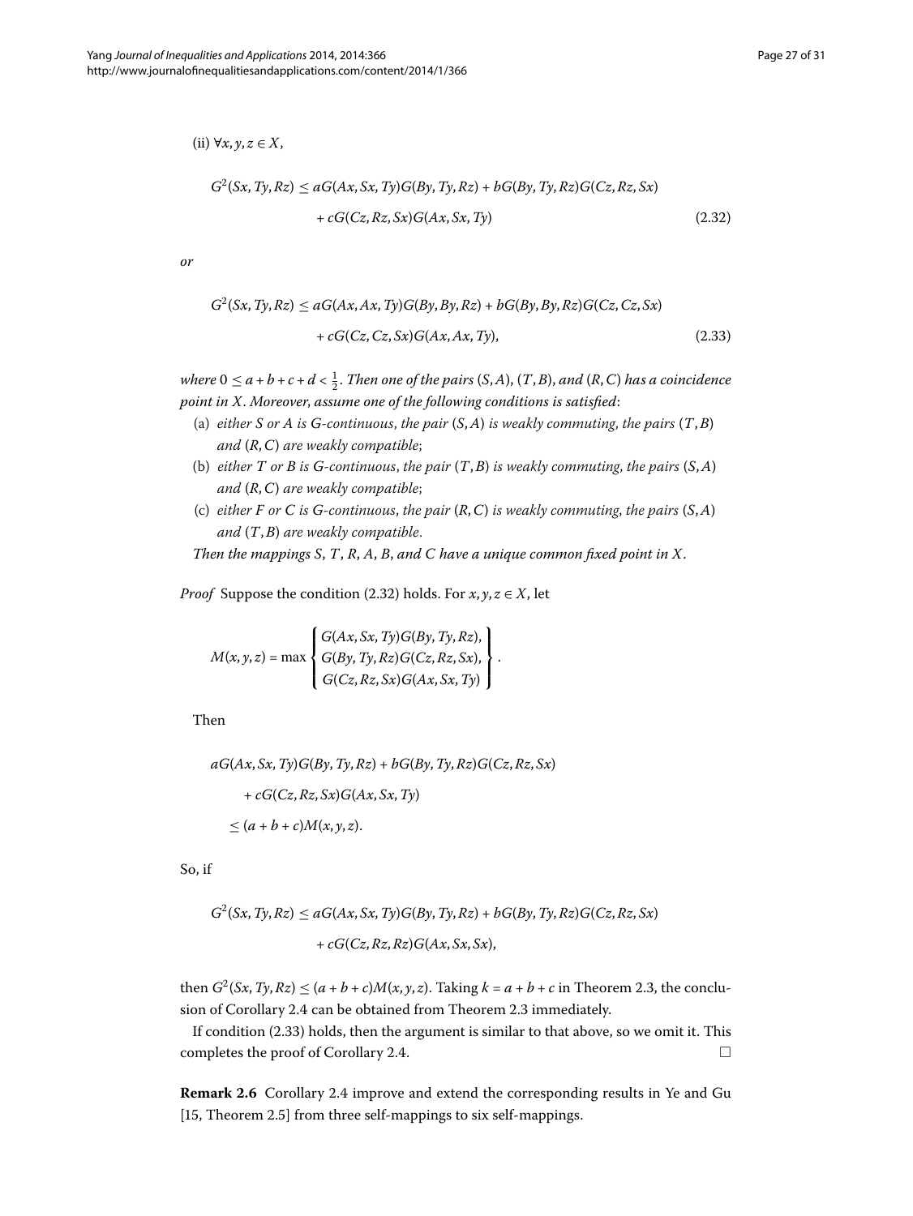(ii) $\forall x, y, z \in X$,

$$G^2(Sx, Ty, Rz) \le aG(Ax, Sx, Ty)G(By, Ty, Rz) + bG(By, Ty, Rz)G(Cz, Rz, Sx) + cG(Cz, Rz, Sx)G(Ax, Sx, Ty) \tag{2.32}$$

*or*

$$G^2(Sx, Ty, Rz) \le aG(Ax, Ax, Ty)G(By, By, Rz) + bG(By, By, Rz)G(Cz, Cz, Sx) + cG(Cz, Cz, Sx)G(Ax, Ax, Ty), \tag{2.33}$$

*where* $0 \le a + b + c + d < \frac{1}{2}$. *Then one of the pairs* $(S, A)$, $(T, B)$, *and* $(R, C)$ *has a coincidence point in* $X$. *Moreover, assume one of the following conditions is satisfied*:

(a) *either* $S$ *or* $A$ *is* $G$*-continuous, the pair* $(S, A)$ *is weakly commuting, the pairs* $(T, B)$ *and* $(R, C)$ *are weakly compatible*;

(b) *either* $T$ *or* $B$ *is* $G$*-continuous, the pair* $(T, B)$ *is weakly commuting, the pairs* $(S, A)$ *and* $(R, C)$ *are weakly compatible*;

(c) *either* $F$ *or* $C$ *is* $G$*-continuous, the pair* $(R, C)$ *is weakly commuting, the pairs* $(S, A)$ *and* $(T, B)$ *are weakly compatible.*

*Then the mappings* $S$, $T$, $R$, $A$, $B$, *and* $C$ *have a unique common fixed point in* $X$.

*Proof* Suppose the condition (2.32) holds. For $x, y, z \in X$, let

$$M(x, y, z) = \max \left\{ \begin{array}{l} G(Ax, Sx, Ty)G(By, Ty, Rz), \\ G(By, Ty, Rz)G(Cz, Rz, Sx), \\ G(Cz, Rz, Sx)G(Ax, Sx, Ty) \end{array} \right\}.$$

Then

$$\begin{aligned} &aG(Ax, Sx, Ty)G(By, Ty, Rz) + bG(By, Ty, Rz)G(Cz, Rz, Sx) \\ &\quad + cG(Cz, Rz, Sx)G(Ax, Sx, Ty) \\ &\quad \le (a + b + c)M(x, y, z). \end{aligned}$$

So, if

$$G^2(Sx, Ty, Rz) \le aG(Ax, Sx, Ty)G(By, Ty, Rz) + bG(By, Ty, Rz)G(Cz, Rz, Sx) + cG(Cz, Rz, Rz)G(Ax, Sx, Sx),$$

then $G^2(Sx, Ty, Rz) \le (a + b + c)M(x, y, z)$. Taking $k = a + b + c$ in Theorem 2.3, the conclusion of Corollary 2.4 can be obtained from Theorem 2.3 immediately.

If condition (2.33) holds, then the argument is similar to that above, so we omit it. This completes the proof of Corollary 2.4. □

**Remark 2.6** Corollary 2.4 improve and extend the corresponding results in Ye and Gu [15, Theorem 2.5] from three self-mappings to six self-mappings.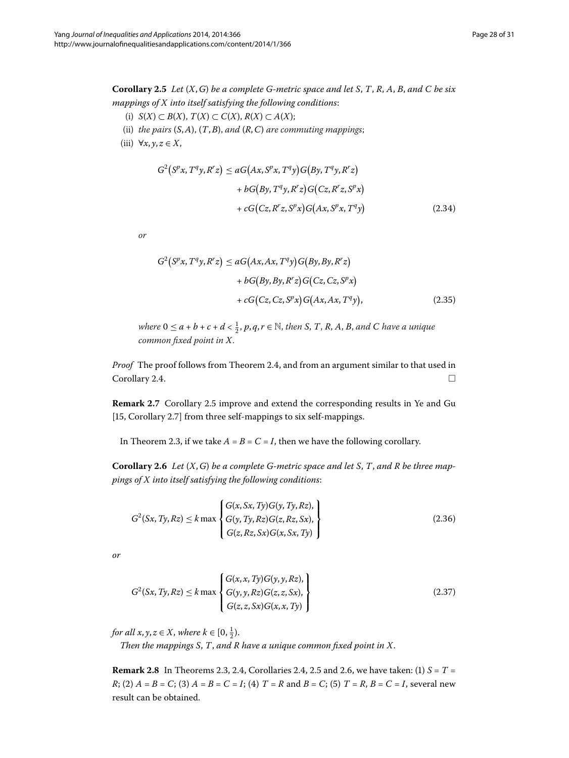**Corollary 2.5** *Let $(X, G)$ be a complete G-metric space and let $S$, $T$, $R$, $A$, $B$, and $C$ be six mappings of $X$ into itself satisfying the following conditions*:

(i) $S(X) \subset B(X)$, $T(X) \subset C(X)$, $R(X) \subset A(X)$;

(ii) *the pairs* $(S, A)$, $(T, B)$, *and* $(R, C)$ *are commuting mappings*;

(iii) $\forall x, y, z \in X$,

$$
\begin{aligned}
G^2\left(S^p x, T^q y, R^r z\right) \leq\ & aG\left(Ax, S^p x, T^q y\right)G\left(By, T^q y, R^r z\right) \\
& + bG\left(By, T^q y, R^r z\right)G\left(Cz, R^r z, S^p x\right) \\
& + cG\left(Cz, R^r z, S^p x\right)G\left(Ax, S^p x, T^q y\right)
\end{aligned}
\tag{2.34}
$$

*or*

$$
\begin{aligned}
G^2\left(S^p x, T^q y, R^r z\right) \leq\ & aG\left(Ax, Ax, T^q y\right)G\left(By, By, R^r z\right) \\
& + bG\left(By, By, R^r z\right)G\left(Cz, Cz, S^p x\right) \\
& + cG\left(Cz, Cz, S^p x\right)G\left(Ax, Ax, T^q y\right),
\end{aligned}
\tag{2.35}
$$

*where* $0 \leq a + b + c + d < \frac{1}{2}$, $p, q, r \in \mathbb{N}$, *then* $S$, $T$, $R$, $A$, $B$, *and* $C$ *have a unique common fixed point in* $X$.

*Proof* The proof follows from Theorem 2.4, and from an argument similar to that used in Corollary 2.4. □

**Remark 2.7** Corollary 2.5 improve and extend the corresponding results in Ye and Gu [15, Corollary 2.7] from three self-mappings to six self-mappings.

In Theorem 2.3, if we take $A = B = C = I$, then we have the following corollary.

**Corollary 2.6** *Let $(X, G)$ be a complete G-metric space and let $S$, $T$, and $R$ be three mappings of $X$ into itself satisfying the following conditions*:

$$
G^2(Sx, Ty, Rz) \leq k \max \left\{
\begin{array}{l}
G(x, Sx, Ty)G(y, Ty, Rz), \\
G(y, Ty, Rz)G(z, Rz, Sx), \\
G(z, Rz, Sx)G(x, Sx, Ty)
\end{array}
\right\}
\tag{2.36}
$$

*or*

$$
G^2(Sx, Ty, Rz) \leq k \max \left\{
\begin{array}{l}
G(x, x, Ty)G(y, y, Rz), \\
G(y, y, Rz)G(z, z, Sx), \\
G(z, z, Sx)G(x, x, Ty)
\end{array}
\right\}
\tag{2.37}
$$

*for all* $x, y, z \in X$, *where* $k \in [0, \frac{1}{2})$.

*Then the mappings* $S$, $T$, *and* $R$ *have a unique common fixed point in* $X$.

**Remark 2.8** In Theorems 2.3, 2.4, Corollaries 2.4, 2.5 and 2.6, we have taken: (1) $S = T = R$; (2) $A = B = C$; (3) $A = B = C = I$; (4) $T = R$ and $B = C$; (5) $T = R$, $B = C = I$, several new result can be obtained.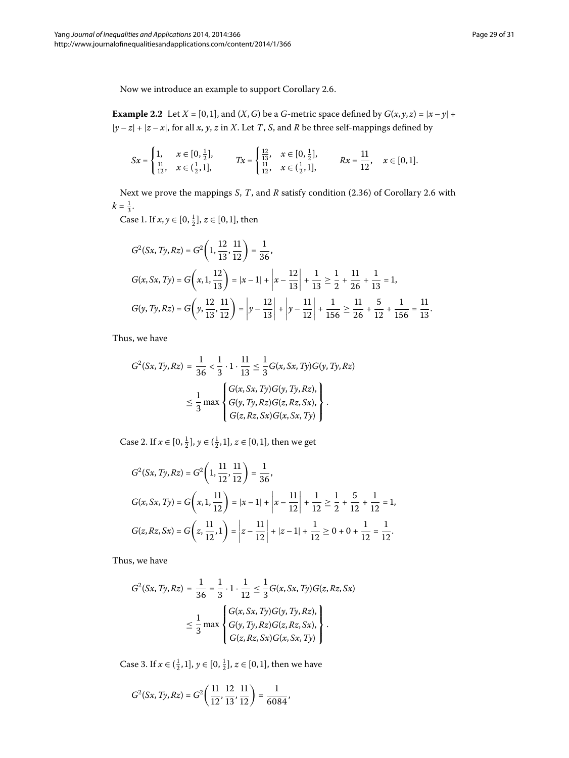Now we introduce an example to support Corollary 2.6.

**Example 2.2** Let $X = [0,1]$, and $(X,G)$ be a $G$-metric space defined by $G(x,y,z) = |x-y| + |y-z| + |z-x|$, for all $x$, $y$, $z$ in $X$. Let $T$, $S$, and $R$ be three self-mappings defined by

$$Sx = \begin{cases} 1, & x \in [0, \frac{1}{2}], \\ \frac{11}{12}, & x \in (\frac{1}{2}, 1], \end{cases} \qquad Tx = \begin{cases} \frac{12}{13}, & x \in [0, \frac{1}{2}], \\ \frac{11}{12}, & x \in (\frac{1}{2}, 1], \end{cases} \qquad Rx = \frac{11}{12}, \quad x \in [0,1].$$

Next we prove the mappings $S$, $T$, and $R$ satisfy condition (2.36) of Corollary 2.6 with $k = \frac{1}{3}$.

Case 1. If $x, y \in [0, \frac{1}{2}]$, $z \in [0,1]$, then

$$\begin{aligned}
&G^2(Sx,Ty,Rz) = G^2\left(1, \frac{12}{13}, \frac{11}{12}\right) = \frac{1}{36}, \\
&G(x,Sx,Ty) = G\left(x, 1, \frac{12}{13}\right) = |x-1| + \left|x - \frac{12}{13}\right| + \frac{1}{13} \geq \frac{1}{2} + \frac{11}{26} + \frac{1}{13} = 1, \\
&G(y,Ty,Rz) = G\left(y, \frac{12}{13}, \frac{11}{12}\right) = \left|y - \frac{12}{13}\right| + \left|y - \frac{11}{12}\right| + \frac{1}{156} \geq \frac{11}{26} + \frac{5}{12} + \frac{1}{156} = \frac{11}{13}.
\end{aligned}$$

Thus, we have

$$\begin{aligned}
G^2(Sx,Ty,Rz) &= \frac{1}{36} < \frac{1}{3} \cdot 1 \cdot \frac{11}{13} \leq \frac{1}{3} G(x,Sx,Ty)G(y,Ty,Rz) \\
&\leq \frac{1}{3} \max \left\{ \begin{array}{l} G(x,Sx,Ty)G(y,Ty,Rz), \\ G(y,Ty,Rz)G(z,Rz,Sx), \\ G(z,Rz,Sx)G(x,Sx,Ty) \end{array} \right\}.
\end{aligned}$$

Case 2. If $x \in [0, \frac{1}{2}]$, $y \in (\frac{1}{2}, 1]$, $z \in [0,1]$, then we get

$$\begin{aligned}
&G^2(Sx,Ty,Rz) = G^2\left(1, \frac{11}{12}, \frac{11}{12}\right) = \frac{1}{36}, \\
&G(x,Sx,Ty) = G\left(x, 1, \frac{11}{12}\right) = |x-1| + \left|x - \frac{11}{12}\right| + \frac{1}{12} \geq \frac{1}{2} + \frac{5}{12} + \frac{1}{12} = 1, \\
&G(z,Rz,Sx) = G\left(z, \frac{11}{12}, 1\right) = \left|z - \frac{11}{12}\right| + |z-1| + \frac{1}{12} \geq 0 + 0 + \frac{1}{12} = \frac{1}{12}.
\end{aligned}$$

Thus, we have

$$\begin{aligned}
G^2(Sx,Ty,Rz) &= \frac{1}{36} = \frac{1}{3} \cdot 1 \cdot \frac{1}{12} \leq \frac{1}{3} G(x,Sx,Ty)G(z,Rz,Sx) \\
&\leq \frac{1}{3} \max \left\{ \begin{array}{l} G(x,Sx,Ty)G(y,Ty,Rz), \\ G(y,Ty,Rz)G(z,Rz,Sx), \\ G(z,Rz,Sx)G(x,Sx,Ty) \end{array} \right\}.
\end{aligned}$$

Case 3. If $x \in (\frac{1}{2}, 1]$, $y \in [0, \frac{1}{2}]$, $z \in [0,1]$, then we have

$$G^2(Sx,Ty,Rz) = G^2\left(\frac{11}{12}, \frac{12}{13}, \frac{11}{12}\right) = \frac{1}{6084},$$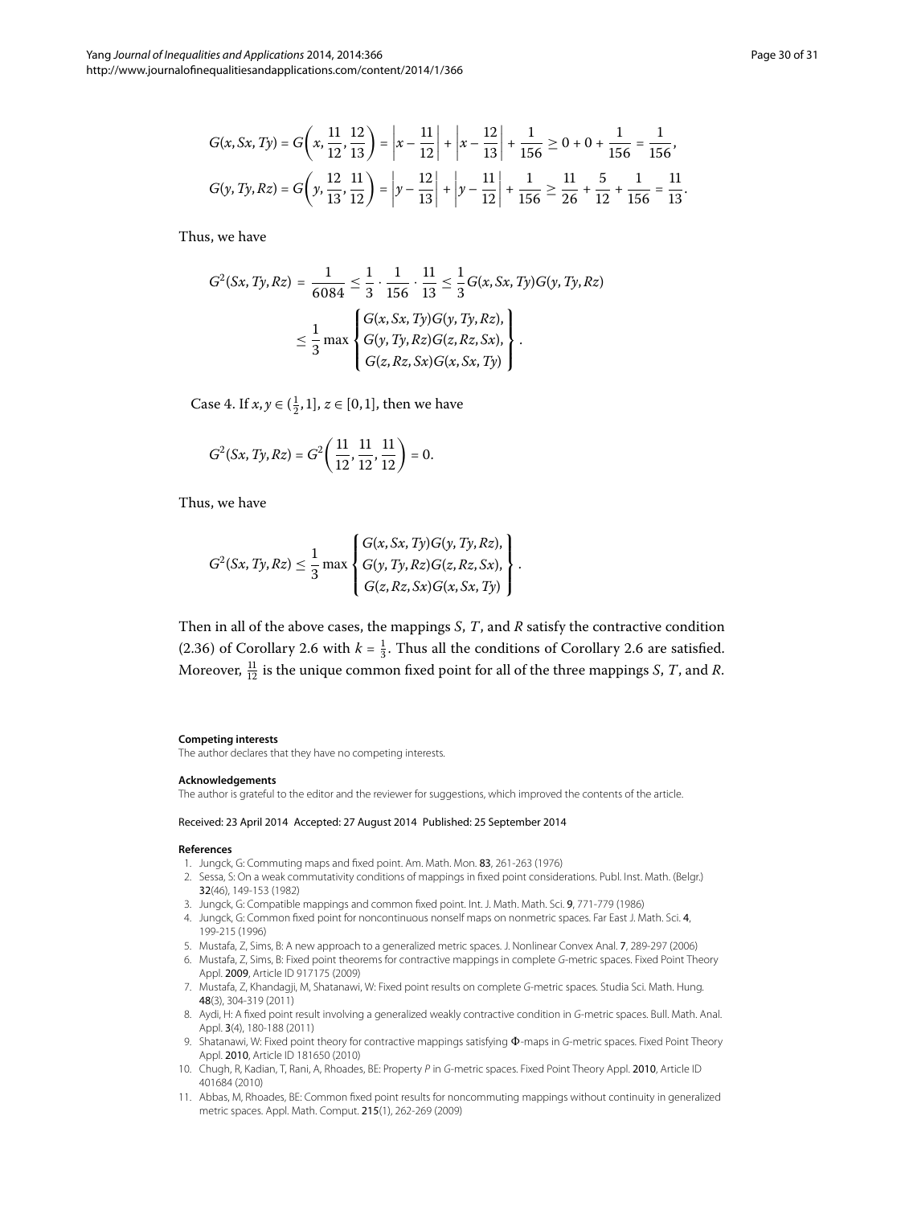$$G(x, Sx, Ty) = G\left(x, \frac{11}{12}, \frac{12}{13}\right) = \left|x - \frac{11}{12}\right| + \left|x - \frac{12}{13}\right| + \frac{1}{156} \geq 0 + 0 + \frac{1}{156} = \frac{1}{156},$$

$$G(y, Ty, Rz) = G\left(y, \frac{12}{13}, \frac{11}{12}\right) = \left|y - \frac{12}{13}\right| + \left|y - \frac{11}{12}\right| + \frac{1}{156} \geq \frac{11}{26} + \frac{5}{12} + \frac{1}{156} = \frac{11}{13}.$$

Thus, we have

$$\begin{aligned} G^2(Sx, Ty, Rz) &= \frac{1}{6084} \leq \frac{1}{3} \cdot \frac{1}{156} \cdot \frac{11}{13} \leq \frac{1}{3} G(x, Sx, Ty) G(y, Ty, Rz) \\ &\leq \frac{1}{3} \max \left\{ \begin{array}{l} G(x, Sx, Ty) G(y, Ty, Rz), \\ G(y, Ty, Rz) G(z, Rz, Sx), \\ G(z, Rz, Sx) G(x, Sx, Ty) \end{array} \right\}. \end{aligned}$$

Case 4. If $x, y \in (\frac{1}{2}, 1]$, $z \in [0, 1]$, then we have

$$G^2(Sx, Ty, Rz) = G^2\left(\frac{11}{12}, \frac{11}{12}, \frac{11}{12}\right) = 0.$$

Thus, we have

$$G^2(Sx, Ty, Rz) \leq \frac{1}{3} \max \left\{ \begin{array}{l} G(x, Sx, Ty) G(y, Ty, Rz), \\ G(y, Ty, Rz) G(z, Rz, Sx), \\ G(z, Rz, Sx) G(x, Sx, Ty) \end{array} \right\}.$$

Then in all of the above cases, the mappings $S$, $T$, and $R$ satisfy the contractive condition (2.36) of Corollary 2.6 with $k = \frac{1}{3}$. Thus all the conditions of Corollary 2.6 are satisfied. Moreover, $\frac{11}{12}$ is the unique common fixed point for all of the three mappings $S$, $T$, and $R$.

**Competing interests**

The author declares that they have no competing interests.

**Acknowledgements**

The author is grateful to the editor and the reviewer for suggestions, which improved the contents of the article.

Received: 23 April 2014 Accepted: 27 August 2014 Published: 25 September 2014

**References**

1. Jungck, G: Commuting maps and fixed point. Am. Math. Mon. **83**, 261-263 (1976)
2. Sessa, S: On a weak commutativity conditions of mappings in fixed point considerations. Publ. Inst. Math. (Belgr.) **32**(46), 149-153 (1982)
3. Jungck, G: Compatible mappings and common fixed point. Int. J. Math. Math. Sci. **9**, 771-779 (1986)
4. Jungck, G: Common fixed point for noncontinuous nonself maps on nonmetric spaces. Far East J. Math. Sci. **4**, 199-215 (1996)
5. Mustafa, Z, Sims, B: A new approach to a generalized metric spaces. J. Nonlinear Convex Anal. **7**, 289-297 (2006)
6. Mustafa, Z, Sims, B: Fixed point theorems for contractive mappings in complete *G*-metric spaces. Fixed Point Theory Appl. **2009**, Article ID 917175 (2009)
7. Mustafa, Z, Khandagji, M, Shatanawi, W: Fixed point results on complete *G*-metric spaces. Studia Sci. Math. Hung. **48**(3), 304-319 (2011)
8. Aydi, H: A fixed point result involving a generalized weakly contractive condition in *G*-metric spaces. Bull. Math. Anal. Appl. **3**(4), 180-188 (2011)
9. Shatanawi, W: Fixed point theory for contractive mappings satisfying Φ-maps in *G*-metric spaces. Fixed Point Theory Appl. **2010**, Article ID 181650 (2010)
10. Chugh, R, Kadian, T, Rani, A, Rhoades, BE: Property *P* in *G*-metric spaces. Fixed Point Theory Appl. **2010**, Article ID 401684 (2010)
11. Abbas, M, Rhoades, BE: Common fixed point results for noncommuting mappings without continuity in generalized metric spaces. Appl. Math. Comput. **215**(1), 262-269 (2009)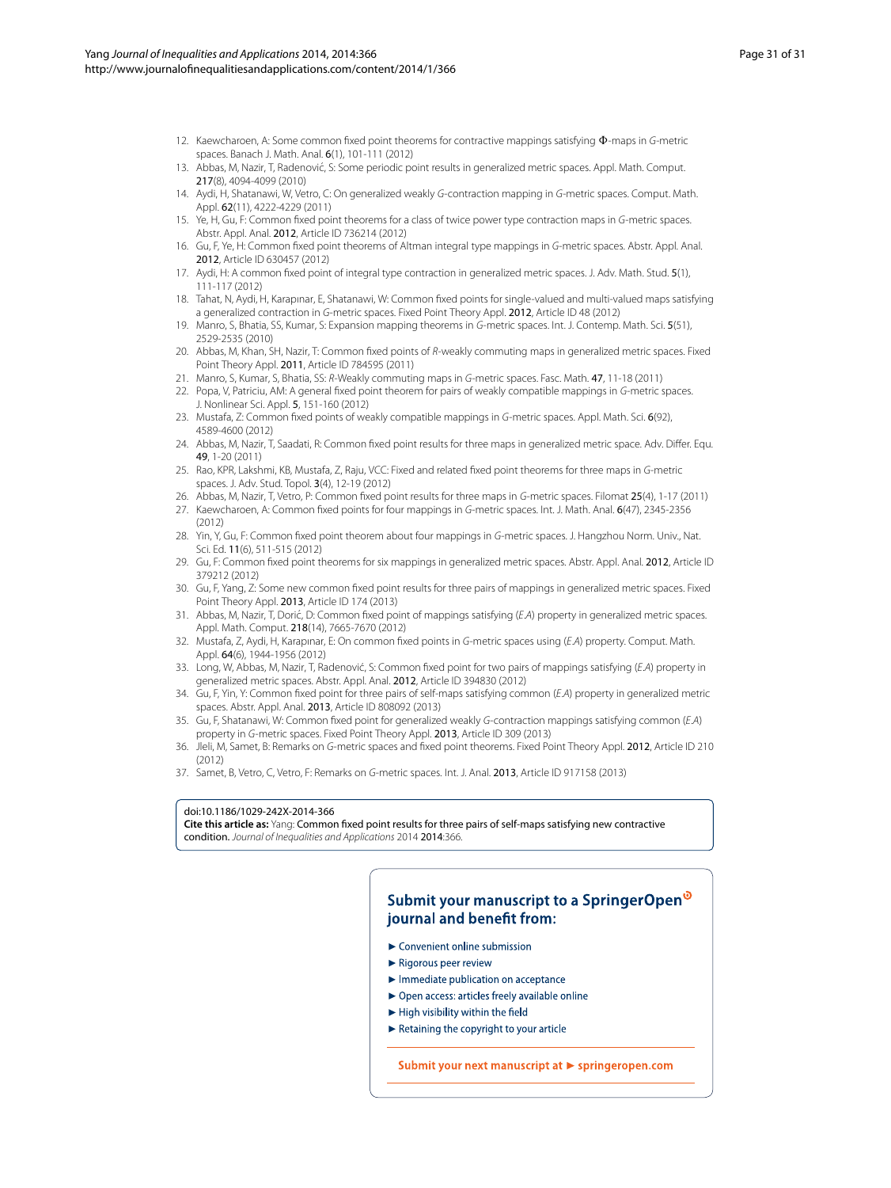12. Kaewcharoen, A: Some common fixed point theorems for contractive mappings satisfying Φ-maps in *G*-metric spaces. Banach J. Math. Anal. **6**(1), 101-111 (2012)
13. Abbas, M, Nazir, T, Radenović, S: Some periodic point results in generalized metric spaces. Appl. Math. Comput. **217**(8), 4094-4099 (2010)
14. Aydi, H, Shatanawi, W, Vetro, C: On generalized weakly *G*-contraction mapping in *G*-metric spaces. Comput. Math. Appl. **62**(11), 4222-4229 (2011)
15. Ye, H, Gu, F: Common fixed point theorems for a class of twice power type contraction maps in *G*-metric spaces. Abstr. Appl. Anal. **2012**, Article ID 736214 (2012)
16. Gu, F, Ye, H: Common fixed point theorems of Altman integral type mappings in *G*-metric spaces. Abstr. Appl. Anal. **2012**, Article ID 630457 (2012)
17. Aydi, H: A common fixed point of integral type contraction in generalized metric spaces. J. Adv. Math. Stud. **5**(1), 111-117 (2012)
18. Tahat, N, Aydi, H, Karapınar, E, Shatanawi, W: Common fixed points for single-valued and multi-valued maps satisfying a generalized contraction in *G*-metric spaces. Fixed Point Theory Appl. **2012**, Article ID 48 (2012)
19. Manro, S, Bhatia, SS, Kumar, S: Expansion mapping theorems in *G*-metric spaces. Int. J. Contemp. Math. Sci. **5**(51), 2529-2535 (2010)
20. Abbas, M, Khan, SH, Nazir, T: Common fixed points of *R*-weakly commuting maps in generalized metric spaces. Fixed Point Theory Appl. **2011**, Article ID 784595 (2011)
21. Manro, S, Kumar, S, Bhatia, SS: *R*-Weakly commuting maps in *G*-metric spaces. Fasc. Math. **47**, 11-18 (2011)
22. Popa, V, Patriciu, AM: A general fixed point theorem for pairs of weakly compatible mappings in *G*-metric spaces. J. Nonlinear Sci. Appl. **5**, 151-160 (2012)
23. Mustafa, Z: Common fixed points of weakly compatible mappings in *G*-metric spaces. Appl. Math. Sci. **6**(92), 4589-4600 (2012)
24. Abbas, M, Nazir, T, Saadati, R: Common fixed point results for three maps in generalized metric space. Adv. Differ. Equ. **49**, 1-20 (2011)
25. Rao, KPR, Lakshmi, KB, Mustafa, Z, Raju, VCC: Fixed and related fixed point theorems for three maps in *G*-metric spaces. J. Adv. Stud. Topol. **3**(4), 12-19 (2012)
26. Abbas, M, Nazir, T, Vetro, P: Common fixed point results for three maps in *G*-metric spaces. Filomat **25**(4), 1-17 (2011)
27. Kaewcharoen, A: Common fixed points for four mappings in *G*-metric spaces. Int. J. Math. Anal. **6**(47), 2345-2356 (2012)
28. Yin, Y, Gu, F: Common fixed point theorem about four mappings in *G*-metric spaces. J. Hangzhou Norm. Univ., Nat. Sci. Ed. **11**(6), 511-515 (2012)
29. Gu, F: Common fixed point theorems for six mappings in generalized metric spaces. Abstr. Appl. Anal. **2012**, Article ID 379212 (2012)
30. Gu, F, Yang, Z: Some new common fixed point results for three pairs of mappings in generalized metric spaces. Fixed Point Theory Appl. **2013**, Article ID 174 (2013)
31. Abbas, M, Nazir, T, Dorić, D: Common fixed point of mappings satisfying (*E.A*) property in generalized metric spaces. Appl. Math. Comput. **218**(14), 7665-7670 (2012)
32. Mustafa, Z, Aydi, H, Karapınar, E: On common fixed points in *G*-metric spaces using (*E.A*) property. Comput. Math. Appl. **64**(6), 1944-1956 (2012)
33. Long, W, Abbas, M, Nazir, T, Radenović, S: Common fixed point for two pairs of mappings satisfying (*E.A*) property in generalized metric spaces. Abstr. Appl. Anal. **2012**, Article ID 394830 (2012)
34. Gu, F, Yin, Y: Common fixed point for three pairs of self-maps satisfying common (*E.A*) property in generalized metric spaces. Abstr. Appl. Anal. **2013**, Article ID 808092 (2013)
35. Gu, F, Shatanawi, W: Common fixed point for generalized weakly *G*-contraction mappings satisfying common (*E.A*) property in *G*-metric spaces. Fixed Point Theory Appl. **2013**, Article ID 309 (2013)
36. Jleli, M, Samet, B: Remarks on *G*-metric spaces and fixed point theorems. Fixed Point Theory Appl. **2012**, Article ID 210 (2012)
37. Samet, B, Vetro, C, Vetro, F: Remarks on *G*-metric spaces. Int. J. Anal. **2013**, Article ID 917158 (2013)

doi:10.1186/1029-242X-2014-366
**Cite this article as:** Yang: Common fixed point results for three pairs of self-maps satisfying new contractive condition. *Journal of Inequalities and Applications* 2014 **2014**:366.

**Submit your manuscript to a SpringerOpen journal and benefit from:**

- ► Convenient online submission
- ► Rigorous peer review
- ► Immediate publication on acceptance
- ► Open access: articles freely available online
- ► High visibility within the field
- ► Retaining the copyright to your article

**Submit your next manuscript at ► springeropen.com**